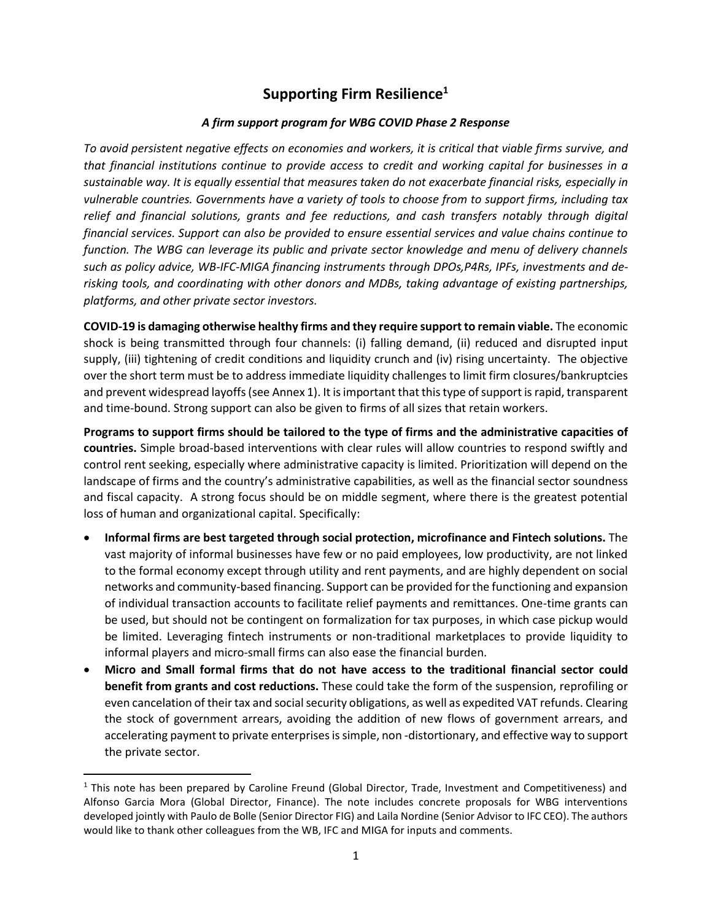# Supporting Firm Resilience[1]

***A firm support program for WBG COVID Phase 2 Response***

*To avoid persistent negative effects on economies and workers, it is critical that viable firms survive, and that financial institutions continue to provide access to credit and working capital for businesses in a sustainable way. It is equally essential that measures taken do not exacerbate financial risks, especially in vulnerable countries. Governments have a variety of tools to choose from to support firms, including tax relief and financial solutions, grants and fee reductions, and cash transfers notably through digital financial services. Support can also be provided to ensure essential services and value chains continue to function. The WBG can leverage its public and private sector knowledge and menu of delivery channels such as policy advice, WB-IFC-MIGA financing instruments through DPOs,P4Rs, IPFs, investments and de-risking tools, and coordinating with other donors and MDBs, taking advantage of existing partnerships, platforms, and other private sector investors.*

**COVID-19 is damaging otherwise healthy firms and they require support to remain viable.** The economic shock is being transmitted through four channels: (i) falling demand, (ii) reduced and disrupted input supply, (iii) tightening of credit conditions and liquidity crunch and (iv) rising uncertainty. The objective over the short term must be to address immediate liquidity challenges to limit firm closures/bankruptcies and prevent widespread layoffs (see Annex 1). It is important that this type of support is rapid, transparent and time-bound. Strong support can also be given to firms of all sizes that retain workers.

**Programs to support firms should be tailored to the type of firms and the administrative capacities of countries.** Simple broad-based interventions with clear rules will allow countries to respond swiftly and control rent seeking, especially where administrative capacity is limited. Prioritization will depend on the landscape of firms and the country's administrative capabilities, as well as the financial sector soundness and fiscal capacity. A strong focus should be on middle segment, where there is the greatest potential loss of human and organizational capital. Specifically:

- **Informal firms are best targeted through social protection, microfinance and Fintech solutions.** The vast majority of informal businesses have few or no paid employees, low productivity, are not linked to the formal economy except through utility and rent payments, and are highly dependent on social networks and community-based financing. Support can be provided for the functioning and expansion of individual transaction accounts to facilitate relief payments and remittances. One-time grants can be used, but should not be contingent on formalization for tax purposes, in which case pickup would be limited. Leveraging fintech instruments or non-traditional marketplaces to provide liquidity to informal players and micro-small firms can also ease the financial burden.
- **Micro and Small formal firms that do not have access to the traditional financial sector could benefit from grants and cost reductions.** These could take the form of the suspension, reprofiling or even cancelation of their tax and social security obligations, as well as expedited VAT refunds. Clearing the stock of government arrears, avoiding the addition of new flows of government arrears, and accelerating payment to private enterprises is simple, non -distortionary, and effective way to support the private sector.

[1] This note has been prepared by Caroline Freund (Global Director, Trade, Investment and Competitiveness) and Alfonso Garcia Mora (Global Director, Finance). The note includes concrete proposals for WBG interventions developed jointly with Paulo de Bolle (Senior Director FIG) and Laila Nordine (Senior Advisor to IFC CEO). The authors would like to thank other colleagues from the WB, IFC and MIGA for inputs and comments.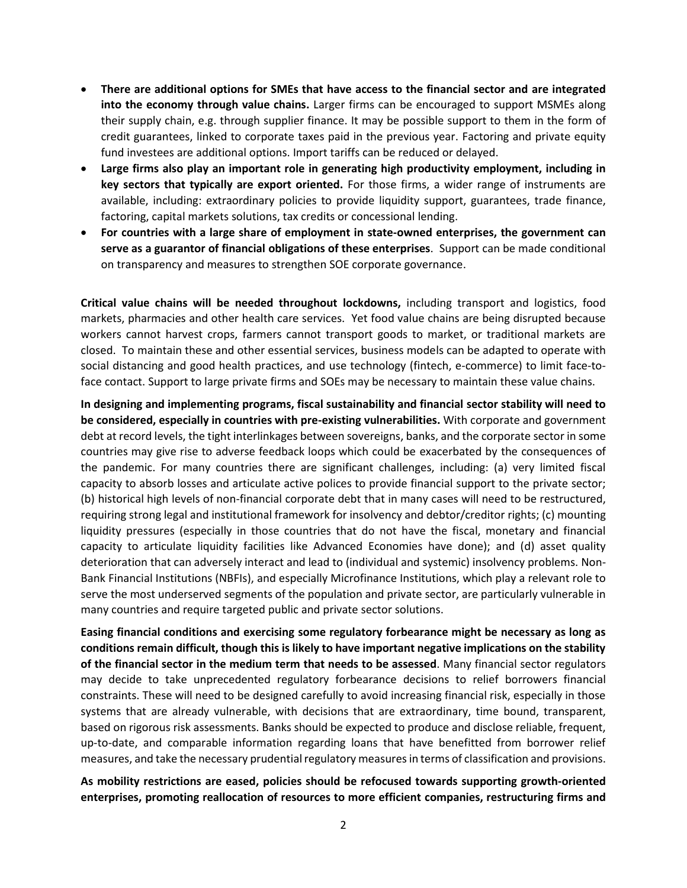- **There are additional options for SMEs that have access to the financial sector and are integrated into the economy through value chains.** Larger firms can be encouraged to support MSMEs along their supply chain, e.g. through supplier finance. It may be possible support to them in the form of credit guarantees, linked to corporate taxes paid in the previous year. Factoring and private equity fund investees are additional options. Import tariffs can be reduced or delayed.
- **Large firms also play an important role in generating high productivity employment, including in key sectors that typically are export oriented.** For those firms, a wider range of instruments are available, including: extraordinary policies to provide liquidity support, guarantees, trade finance, factoring, capital markets solutions, tax credits or concessional lending.
- **For countries with a large share of employment in state-owned enterprises, the government can serve as a guarantor of financial obligations of these enterprises**. Support can be made conditional on transparency and measures to strengthen SOE corporate governance.

**Critical value chains will be needed throughout lockdowns,** including transport and logistics, food markets, pharmacies and other health care services. Yet food value chains are being disrupted because workers cannot harvest crops, farmers cannot transport goods to market, or traditional markets are closed. To maintain these and other essential services, business models can be adapted to operate with social distancing and good health practices, and use technology (fintech, e-commerce) to limit face-to-face contact. Support to large private firms and SOEs may be necessary to maintain these value chains.

**In designing and implementing programs, fiscal sustainability and financial sector stability will need to be considered, especially in countries with pre-existing vulnerabilities.** With corporate and government debt at record levels, the tight interlinkages between sovereigns, banks, and the corporate sector in some countries may give rise to adverse feedback loops which could be exacerbated by the consequences of the pandemic. For many countries there are significant challenges, including: (a) very limited fiscal capacity to absorb losses and articulate active polices to provide financial support to the private sector; (b) historical high levels of non-financial corporate debt that in many cases will need to be restructured, requiring strong legal and institutional framework for insolvency and debtor/creditor rights; (c) mounting liquidity pressures (especially in those countries that do not have the fiscal, monetary and financial capacity to articulate liquidity facilities like Advanced Economies have done); and (d) asset quality deterioration that can adversely interact and lead to (individual and systemic) insolvency problems. Non-Bank Financial Institutions (NBFIs), and especially Microfinance Institutions, which play a relevant role to serve the most underserved segments of the population and private sector, are particularly vulnerable in many countries and require targeted public and private sector solutions.

**Easing financial conditions and exercising some regulatory forbearance might be necessary as long as conditions remain difficult, though this is likely to have important negative implications on the stability of the financial sector in the medium term that needs to be assessed**. Many financial sector regulators may decide to take unprecedented regulatory forbearance decisions to relief borrowers financial constraints. These will need to be designed carefully to avoid increasing financial risk, especially in those systems that are already vulnerable, with decisions that are extraordinary, time bound, transparent, based on rigorous risk assessments. Banks should be expected to produce and disclose reliable, frequent, up-to-date, and comparable information regarding loans that have benefitted from borrower relief measures, and take the necessary prudential regulatory measures in terms of classification and provisions.

**As mobility restrictions are eased, policies should be refocused towards supporting growth-oriented enterprises, promoting reallocation of resources to more efficient companies, restructuring firms and**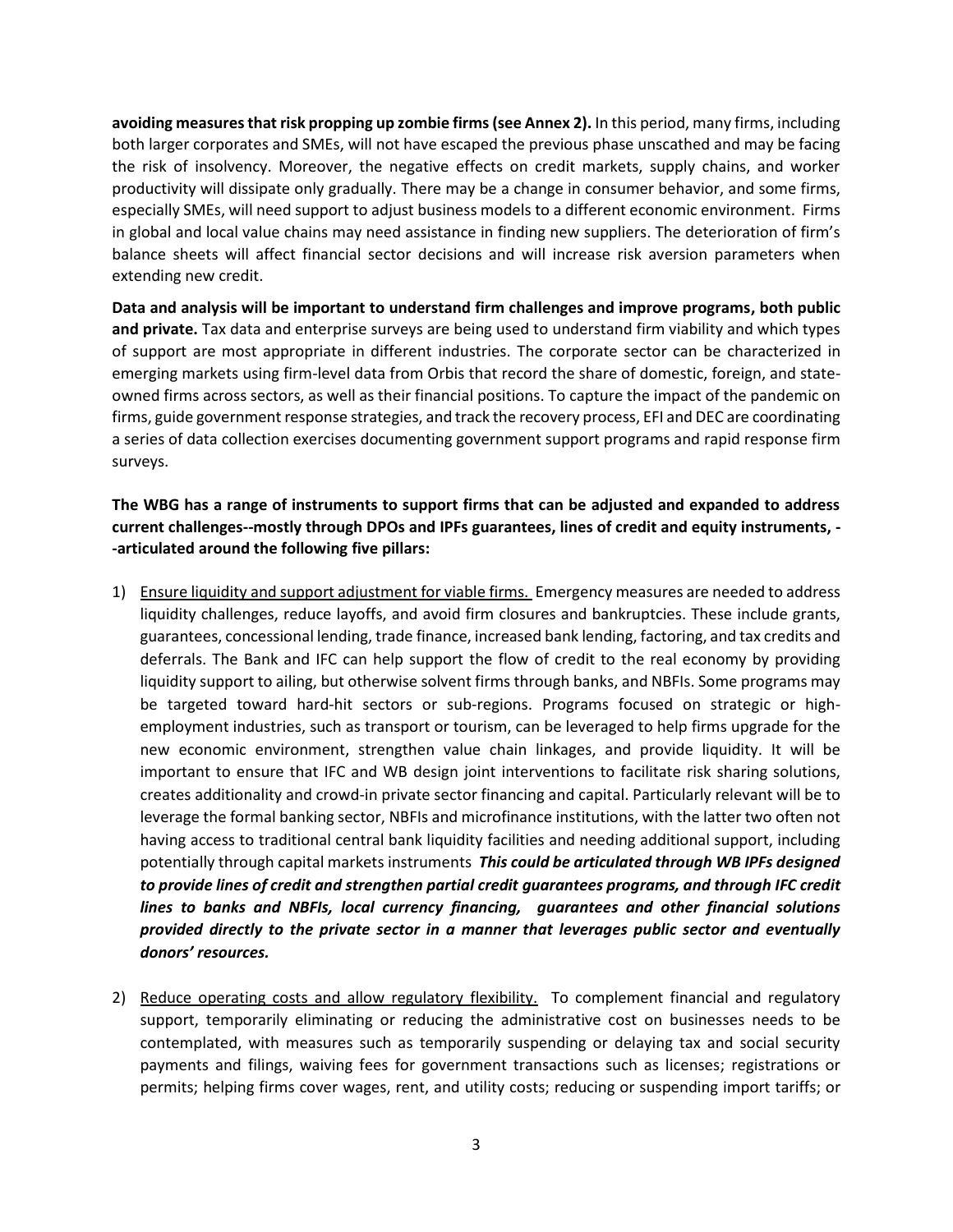**avoiding measures that risk propping up zombie firms (see Annex 2).** In this period, many firms, including both larger corporates and SMEs, will not have escaped the previous phase unscathed and may be facing the risk of insolvency. Moreover, the negative effects on credit markets, supply chains, and worker productivity will dissipate only gradually. There may be a change in consumer behavior, and some firms, especially SMEs, will need support to adjust business models to a different economic environment. Firms in global and local value chains may need assistance in finding new suppliers. The deterioration of firm's balance sheets will affect financial sector decisions and will increase risk aversion parameters when extending new credit.

**Data and analysis will be important to understand firm challenges and improve programs, both public and private.** Tax data and enterprise surveys are being used to understand firm viability and which types of support are most appropriate in different industries. The corporate sector can be characterized in emerging markets using firm-level data from Orbis that record the share of domestic, foreign, and state-owned firms across sectors, as well as their financial positions. To capture the impact of the pandemic on firms, guide government response strategies, and track the recovery process, EFI and DEC are coordinating a series of data collection exercises documenting government support programs and rapid response firm surveys.

**The WBG has a range of instruments to support firms that can be adjusted and expanded to address current challenges--mostly through DPOs and IPFs guarantees, lines of credit and equity instruments, --articulated around the following five pillars:**

1) Ensure liquidity and support adjustment for viable firms. Emergency measures are needed to address liquidity challenges, reduce layoffs, and avoid firm closures and bankruptcies. These include grants, guarantees, concessional lending, trade finance, increased bank lending, factoring, and tax credits and deferrals. The Bank and IFC can help support the flow of credit to the real economy by providing liquidity support to ailing, but otherwise solvent firms through banks, and NBFIs. Some programs may be targeted toward hard-hit sectors or sub-regions. Programs focused on strategic or high-employment industries, such as transport or tourism, can be leveraged to help firms upgrade for the new economic environment, strengthen value chain linkages, and provide liquidity. It will be important to ensure that IFC and WB design joint interventions to facilitate risk sharing solutions, creates additionality and crowd-in private sector financing and capital. Particularly relevant will be to leverage the formal banking sector, NBFIs and microfinance institutions, with the latter two often not having access to traditional central bank liquidity facilities and needing additional support, including potentially through capital markets instruments ***This could be articulated through WB IPFs designed to provide lines of credit and strengthen partial credit guarantees programs, and through IFC credit lines to banks and NBFIs, local currency financing, guarantees and other financial solutions provided directly to the private sector in a manner that leverages public sector and eventually donors' resources.***

2) Reduce operating costs and allow regulatory flexibility. To complement financial and regulatory support, temporarily eliminating or reducing the administrative cost on businesses needs to be contemplated, with measures such as temporarily suspending or delaying tax and social security payments and filings, waiving fees for government transactions such as licenses; registrations or permits; helping firms cover wages, rent, and utility costs; reducing or suspending import tariffs; or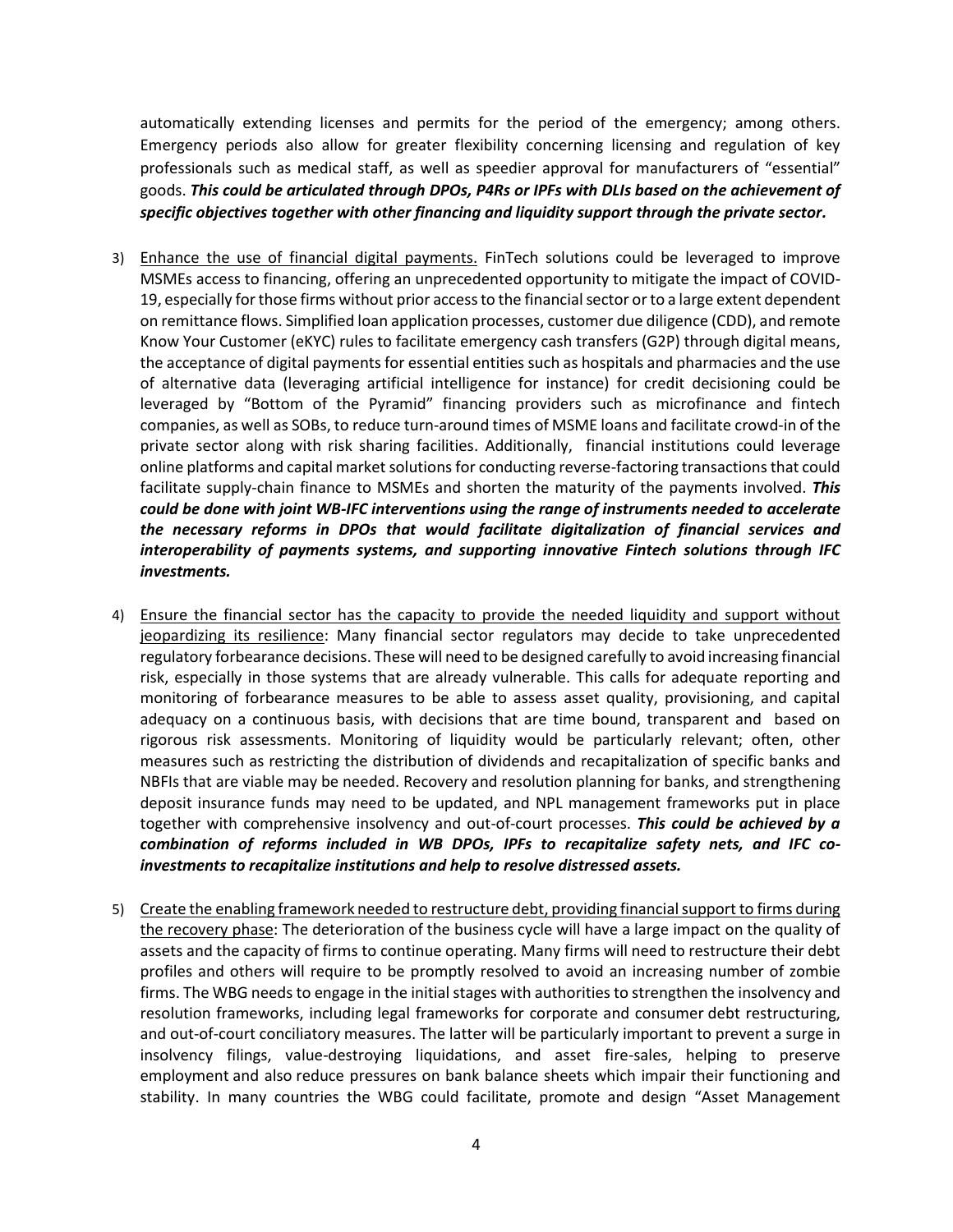automatically extending licenses and permits for the period of the emergency; among others. Emergency periods also allow for greater flexibility concerning licensing and regulation of key professionals such as medical staff, as well as speedier approval for manufacturers of "essential" goods. ***This could be articulated through DPOs, P4Rs or IPFs with DLIs based on the achievement of specific objectives together with other financing and liquidity support through the private sector.***

3) <u>Enhance the use of financial digital payments.</u> FinTech solutions could be leveraged to improve MSMEs access to financing, offering an unprecedented opportunity to mitigate the impact of COVID-19, especially for those firms without prior access to the financial sector or to a large extent dependent on remittance flows. Simplified loan application processes, customer due diligence (CDD), and remote Know Your Customer (eKYC) rules to facilitate emergency cash transfers (G2P) through digital means, the acceptance of digital payments for essential entities such as hospitals and pharmacies and the use of alternative data (leveraging artificial intelligence for instance) for credit decisioning could be leveraged by "Bottom of the Pyramid" financing providers such as microfinance and fintech companies, as well as SOBs, to reduce turn-around times of MSME loans and facilitate crowd-in of the private sector along with risk sharing facilities. Additionally, financial institutions could leverage online platforms and capital market solutions for conducting reverse-factoring transactions that could facilitate supply-chain finance to MSMEs and shorten the maturity of the payments involved. ***This could be done with joint WB-IFC interventions using the range of instruments needed to accelerate the necessary reforms in DPOs that would facilitate digitalization of financial services and interoperability of payments systems, and supporting innovative Fintech solutions through IFC investments.***

4) <u>Ensure the financial sector has the capacity to provide the needed liquidity and support without jeopardizing its resilience</u>: Many financial sector regulators may decide to take unprecedented regulatory forbearance decisions. These will need to be designed carefully to avoid increasing financial risk, especially in those systems that are already vulnerable. This calls for adequate reporting and monitoring of forbearance measures to be able to assess asset quality, provisioning, and capital adequacy on a continuous basis, with decisions that are time bound, transparent and based on rigorous risk assessments. Monitoring of liquidity would be particularly relevant; often, other measures such as restricting the distribution of dividends and recapitalization of specific banks and NBFIs that are viable may be needed. Recovery and resolution planning for banks, and strengthening deposit insurance funds may need to be updated, and NPL management frameworks put in place together with comprehensive insolvency and out-of-court processes. ***This could be achieved by a combination of reforms included in WB DPOs, IPFs to recapitalize safety nets, and IFC co-investments to recapitalize institutions and help to resolve distressed assets.***

5) <u>Create the enabling framework needed to restructure debt, providing financial support to firms during the recovery phase</u>: The deterioration of the business cycle will have a large impact on the quality of assets and the capacity of firms to continue operating. Many firms will need to restructure their debt profiles and others will require to be promptly resolved to avoid an increasing number of zombie firms. The WBG needs to engage in the initial stages with authorities to strengthen the insolvency and resolution frameworks, including legal frameworks for corporate and consumer debt restructuring, and out-of-court conciliatory measures. The latter will be particularly important to prevent a surge in insolvency filings, value-destroying liquidations, and asset fire-sales, helping to preserve employment and also reduce pressures on bank balance sheets which impair their functioning and stability. In many countries the WBG could facilitate, promote and design "Asset Management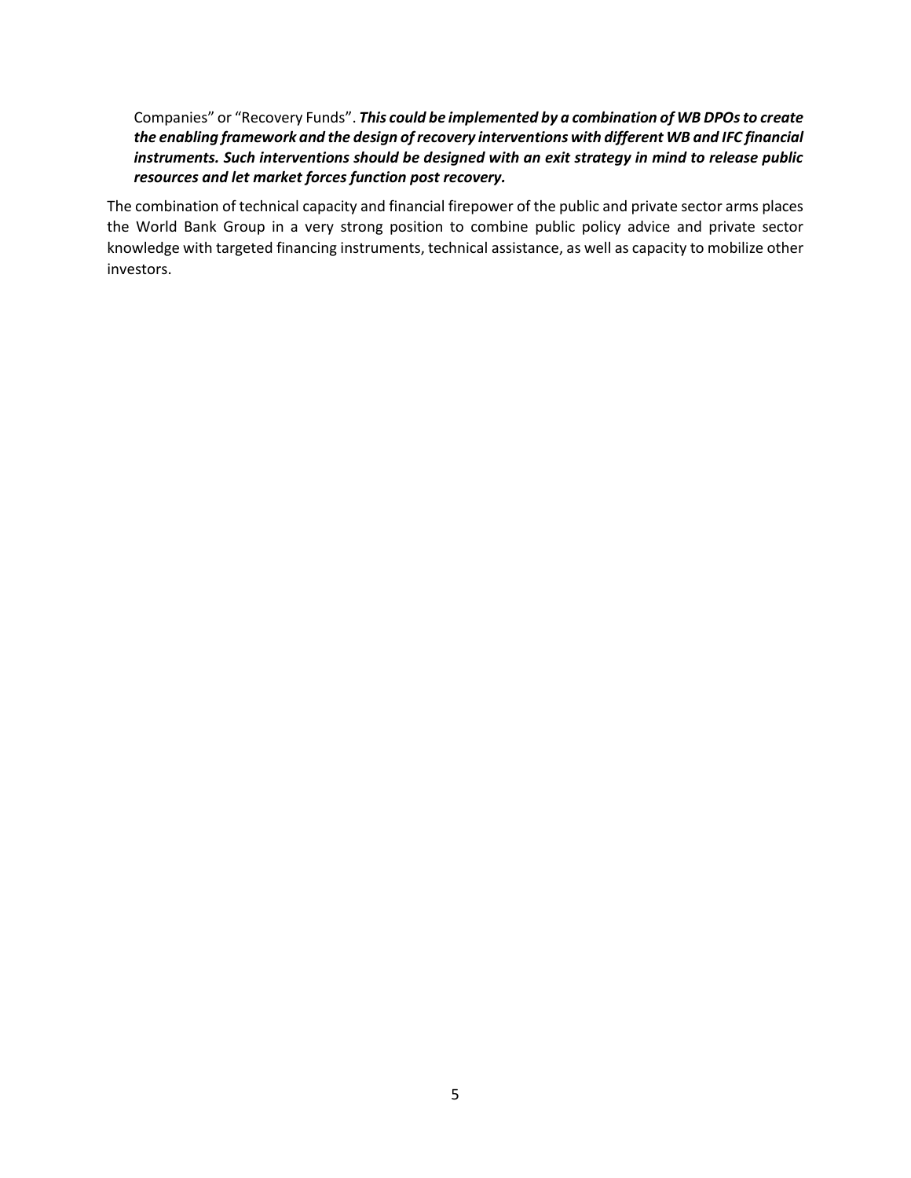Companies" or "Recovery Funds". ***This could be implemented by a combination of WB DPOs to create the enabling framework and the design of recovery interventions with different WB and IFC financial instruments. Such interventions should be designed with an exit strategy in mind to release public resources and let market forces function post recovery.***

The combination of technical capacity and financial firepower of the public and private sector arms places the World Bank Group in a very strong position to combine public policy advice and private sector knowledge with targeted financing instruments, technical assistance, as well as capacity to mobilize other investors.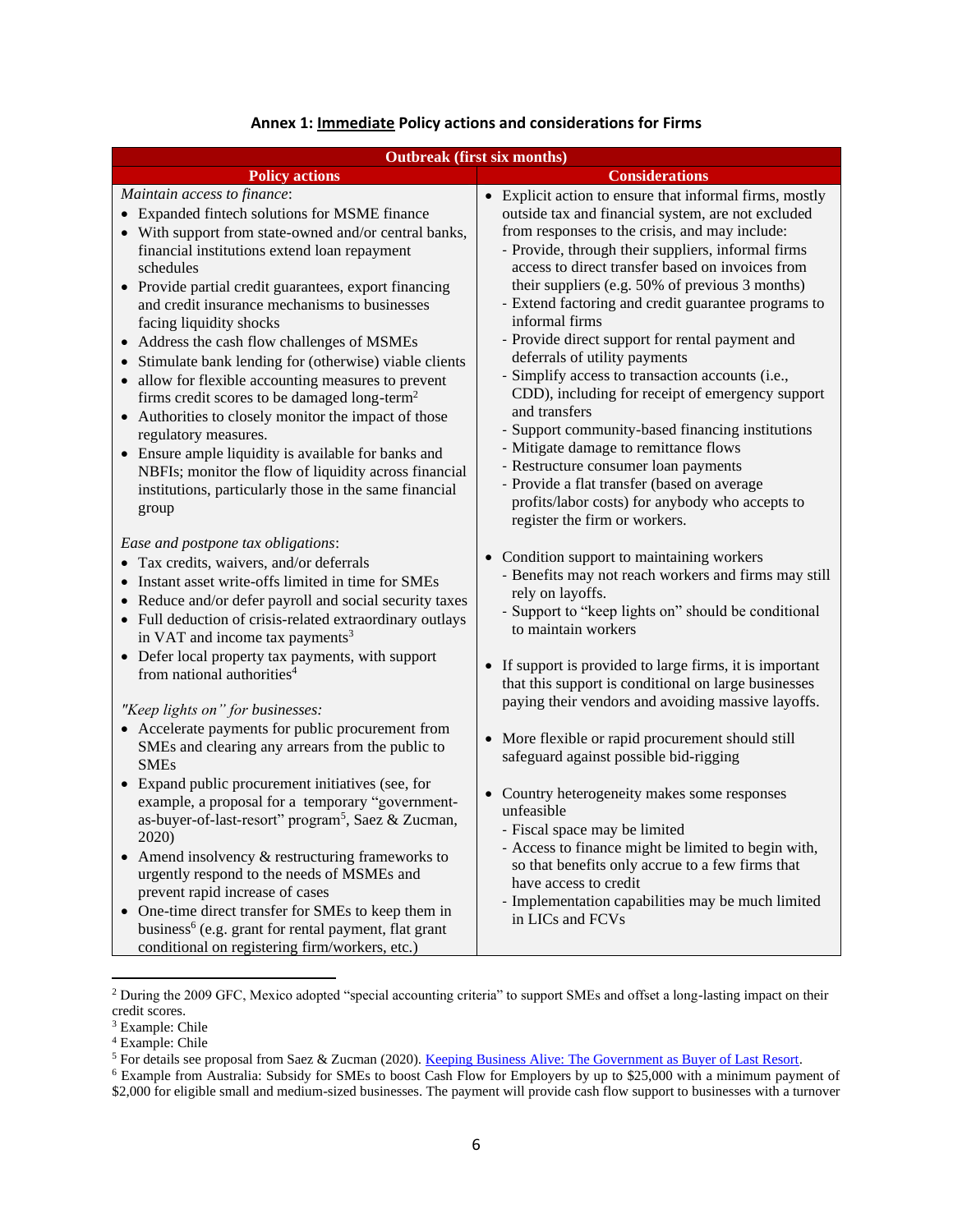### Annex 1: <u>Immediate</u> Policy actions and considerations for Firms

| Outbreak (first six months) | |
|---|---|
| **Policy actions** | **Considerations** |
| *Maintain access to finance*:<br>• Expanded fintech solutions for MSME finance<br>• With support from state-owned and/or central banks, financial institutions extend loan repayment schedules<br>• Provide partial credit guarantees, export financing and credit insurance mechanisms to businesses facing liquidity shocks<br>• Address the cash flow challenges of MSMEs<br>• Stimulate bank lending for (otherwise) viable clients<br>• allow for flexible accounting measures to prevent firms credit scores to be damaged long-term[2]<br>• Authorities to closely monitor the impact of those regulatory measures.<br>• Ensure ample liquidity is available for banks and NBFIs; monitor the flow of liquidity across financial institutions, particularly those in the same financial group<br><br>*Ease and postpone tax obligations*:<br>• Tax credits, waivers, and/or deferrals<br>• Instant asset write-offs limited in time for SMEs<br>• Reduce and/or defer payroll and social security taxes<br>• Full deduction of crisis-related extraordinary outlays in VAT and income tax payments[3]<br>• Defer local property tax payments, with support from national authorities[4]<br><br>*"Keep lights on" for businesses:*<br>• Accelerate payments for public procurement from SMEs and clearing any arrears from the public to SMEs<br>• Expand public procurement initiatives (see, for example, a proposal for a temporary "government-as-buyer-of-last-resort" program[5], Saez & Zucman, 2020)<br>• Amend insolvency & restructuring frameworks to urgently respond to the needs of MSMEs and prevent rapid increase of cases<br>• One-time direct transfer for SMEs to keep them in business[6] (e.g. grant for rental payment, flat grant conditional on registering firm/workers, etc.) | • Explicit action to ensure that informal firms, mostly outside tax and financial system, are not excluded from responses to the crisis, and may include:<br>- Provide, through their suppliers, informal firms access to direct transfer based on invoices from their suppliers (e.g. 50% of previous 3 months)<br>- Extend factoring and credit guarantee programs to informal firms<br>- Provide direct support for rental payment and deferrals of utility payments<br>- Simplify access to transaction accounts (i.e., CDD), including for receipt of emergency support and transfers<br>- Support community-based financing institutions<br>- Mitigate damage to remittance flows<br>- Restructure consumer loan payments<br>- Provide a flat transfer (based on average profits/labor costs) for anybody who accepts to register the firm or workers.<br><br>• Condition support to maintaining workers<br>- Benefits may not reach workers and firms may still rely on layoffs.<br>- Support to "keep lights on" should be conditional to maintain workers<br><br>• If support is provided to large firms, it is important that this support is conditional on large businesses paying their vendors and avoiding massive layoffs.<br><br>• More flexible or rapid procurement should still safeguard against possible bid-rigging<br><br>• Country heterogeneity makes some responses unfeasible<br>- Fiscal space may be limited<br>- Access to finance might be limited to begin with, so that benefits only accrue to a few firms that have access to credit<br>- Implementation capabilities may be much limited in LICs and FCVs |

[2] During the 2009 GFC, Mexico adopted "special accounting criteria" to support SMEs and offset a long-lasting impact on their credit scores.

[3] Example: Chile

[4] Example: Chile

[5] For details see proposal from Saez & Zucman (2020). [Keeping Business Alive: The Government as Buyer of Last Resort](#).

[6] Example from Australia: Subsidy for SMEs to boost Cash Flow for Employers by up to $25,000 with a minimum payment of $2,000 for eligible small and medium-sized businesses. The payment will provide cash flow support to businesses with a turnover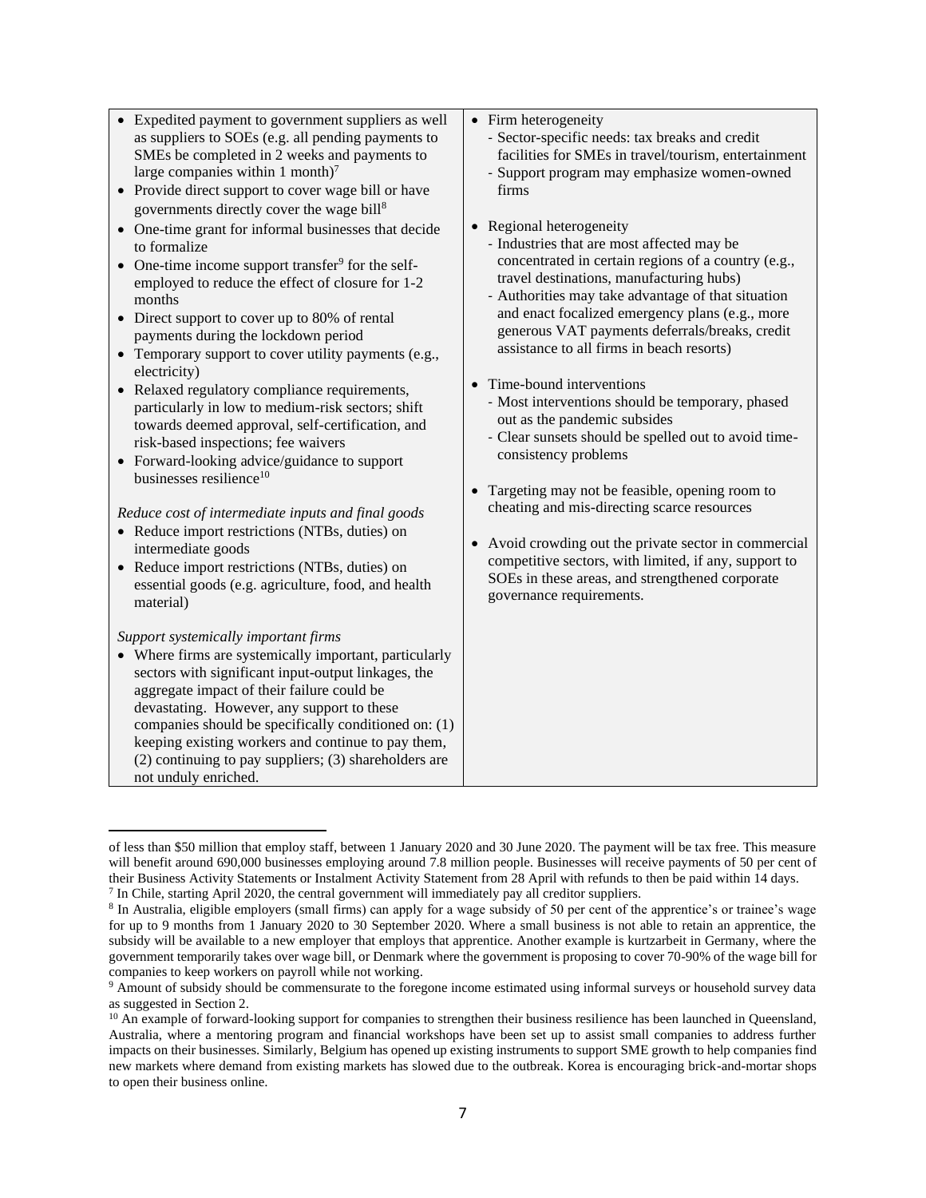| | |
|---|---|
| • Expedited payment to government suppliers as well as suppliers to SOEs (e.g. all pending payments to SMEs be completed in 2 weeks and payments to large companies within 1 month)[7]<br>• Provide direct support to cover wage bill or have governments directly cover the wage bill[8]<br>• One-time grant for informal businesses that decide to formalize<br>• One-time income support transfer[9] for the self-employed to reduce the effect of closure for 1-2 months<br>• Direct support to cover up to 80% of rental payments during the lockdown period<br>• Temporary support to cover utility payments (e.g., electricity)<br>• Relaxed regulatory compliance requirements, particularly in low to medium-risk sectors; shift towards deemed approval, self-certification, and risk-based inspections; fee waivers<br>• Forward-looking advice/guidance to support businesses resilience[10]<br><br>*Reduce cost of intermediate inputs and final goods*<br>• Reduce import restrictions (NTBs, duties) on intermediate goods<br>• Reduce import restrictions (NTBs, duties) on essential goods (e.g. agriculture, food, and health material)<br><br>*Support systemically important firms*<br>• Where firms are systemically important, particularly sectors with significant input-output linkages, the aggregate impact of their failure could be devastating. However, any support to these companies should be specifically conditioned on: (1) keeping existing workers and continue to pay them, (2) continuing to pay suppliers; (3) shareholders are not unduly enriched. | • Firm heterogeneity<br>- Sector-specific needs: tax breaks and credit facilities for SMEs in travel/tourism, entertainment<br>- Support program may emphasize women-owned firms<br><br>• Regional heterogeneity<br>- Industries that are most affected may be concentrated in certain regions of a country (e.g., travel destinations, manufacturing hubs)<br>- Authorities may take advantage of that situation and enact focalized emergency plans (e.g., more generous VAT payments deferrals/breaks, credit assistance to all firms in beach resorts)<br><br>• Time-bound interventions<br>- Most interventions should be temporary, phased out as the pandemic subsides<br>- Clear sunsets should be spelled out to avoid time-consistency problems<br><br>• Targeting may not be feasible, opening room to cheating and mis-directing scarce resources<br><br>• Avoid crowding out the private sector in commercial competitive sectors, with limited, if any, support to SOEs in these areas, and strengthened corporate governance requirements. |

of less than $50 million that employ staff, between 1 January 2020 and 30 June 2020. The payment will be tax free. This measure will benefit around 690,000 businesses employing around 7.8 million people. Businesses will receive payments of 50 per cent of their Business Activity Statements or Instalment Activity Statement from 28 April with refunds to then be paid within 14 days.

[7] In Chile, starting April 2020, the central government will immediately pay all creditor suppliers.

[8] In Australia, eligible employers (small firms) can apply for a wage subsidy of 50 per cent of the apprentice's or trainee's wage for up to 9 months from 1 January 2020 to 30 September 2020. Where a small business is not able to retain an apprentice, the subsidy will be available to a new employer that employs that apprentice. Another example is kurtzarbeit in Germany, where the government temporarily takes over wage bill, or Denmark where the government is proposing to cover 70-90% of the wage bill for companies to keep workers on payroll while not working.

[9] Amount of subsidy should be commensurate to the foregone income estimated using informal surveys or household survey data as suggested in Section 2.

[10] An example of forward-looking support for companies to strengthen their business resilience has been launched in Queensland, Australia, where a mentoring program and financial workshops have been set up to assist small companies to address further impacts on their businesses. Similarly, Belgium has opened up existing instruments to support SME growth to help companies find new markets where demand from existing markets has slowed due to the outbreak. Korea is encouraging brick-and-mortar shops to open their business online.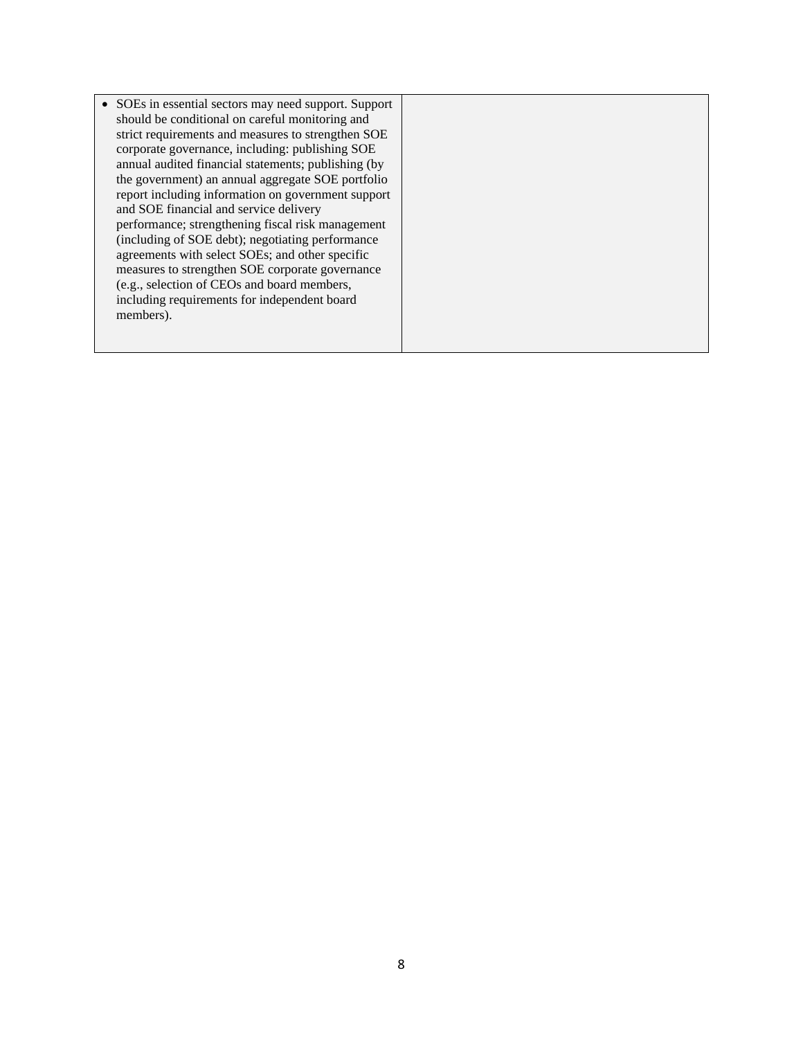| | |
|---|---|
| • SOEs in essential sectors may need support. Support should be conditional on careful monitoring and strict requirements and measures to strengthen SOE corporate governance, including: publishing SOE annual audited financial statements; publishing (by the government) an annual aggregate SOE portfolio report including information on government support and SOE financial and service delivery performance; strengthening fiscal risk management (including of SOE debt); negotiating performance agreements with select SOEs; and other specific measures to strengthen SOE corporate governance (e.g., selection of CEOs and board members, including requirements for independent board members). | |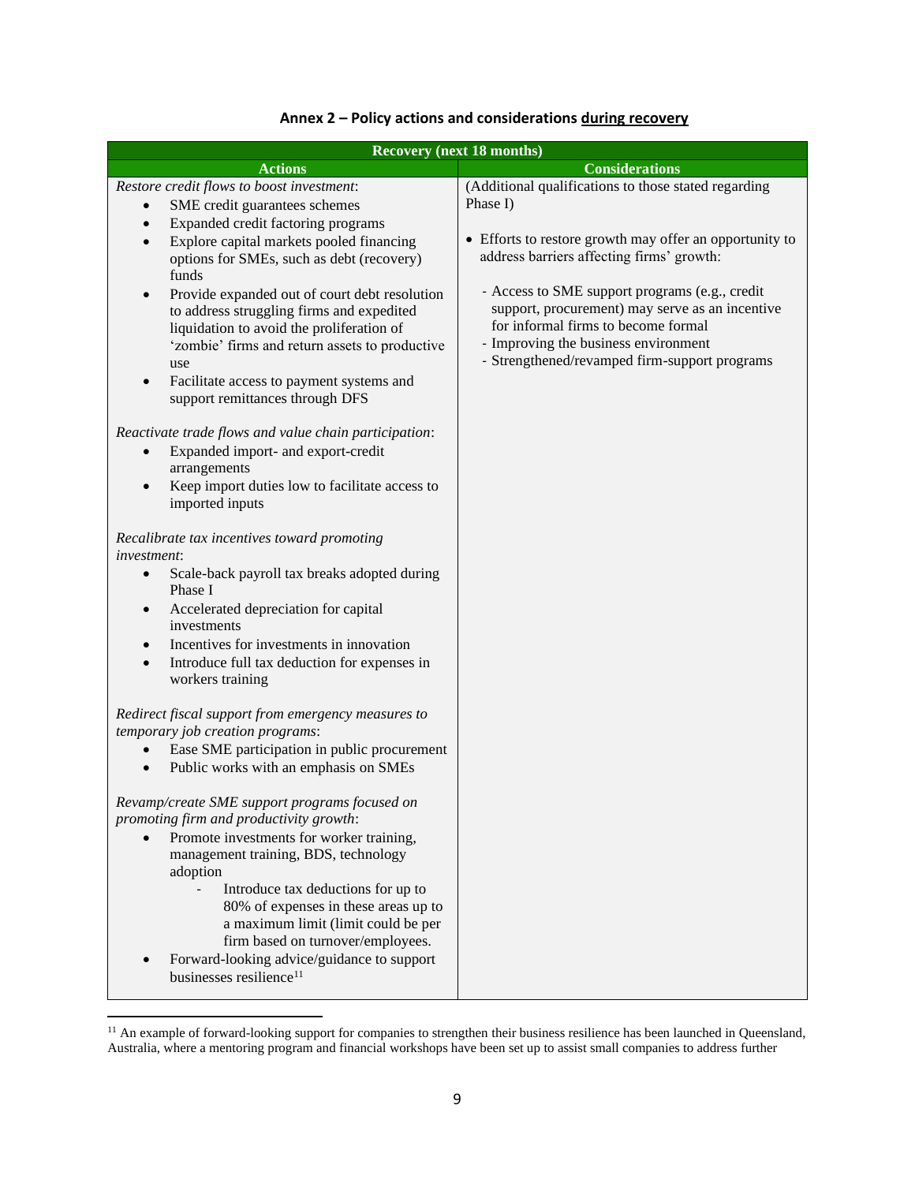### Annex 2 – Policy actions and considerations <u>during recovery</u>

| Recovery (next 18 months) | |
|---|---|
| **Actions** | **Considerations** |
| *Restore credit flows to boost investment*:<br>• SME credit guarantees schemes<br>• Expanded credit factoring programs<br>• Explore capital markets pooled financing options for SMEs, such as debt (recovery) funds<br>• Provide expanded out of court debt resolution to address struggling firms and expedited liquidation to avoid the proliferation of 'zombie' firms and return assets to productive use<br>• Facilitate access to payment systems and support remittances through DFS<br><br>*Reactivate trade flows and value chain participation*:<br>• Expanded import- and export-credit arrangements<br>• Keep import duties low to facilitate access to imported inputs<br><br>*Recalibrate tax incentives toward promoting investment*:<br>• Scale-back payroll tax breaks adopted during Phase I<br>• Accelerated depreciation for capital investments<br>• Incentives for investments in innovation<br>• Introduce full tax deduction for expenses in workers training<br><br>*Redirect fiscal support from emergency measures to temporary job creation programs*:<br>• Ease SME participation in public procurement<br>• Public works with an emphasis on SMEs<br><br>*Revamp/create SME support programs focused on promoting firm and productivity growth*:<br>• Promote investments for worker training, management training, BDS, technology adoption<br>  - Introduce tax deductions for up to 80% of expenses in these areas up to a maximum limit (limit could be per firm based on turnover/employees.<br>• Forward-looking advice/guidance to support businesses resilience[11] | (Additional qualifications to those stated regarding Phase I)<br><br>• Efforts to restore growth may offer an opportunity to address barriers affecting firms' growth:<br><br>- Access to SME support programs (e.g., credit support, procurement) may serve as an incentive for informal firms to become formal<br>- Improving the business environment<br>- Strengthened/revamped firm-support programs |

[11] An example of forward-looking support for companies to strengthen their business resilience has been launched in Queensland, Australia, where a mentoring program and financial workshops have been set up to assist small companies to address further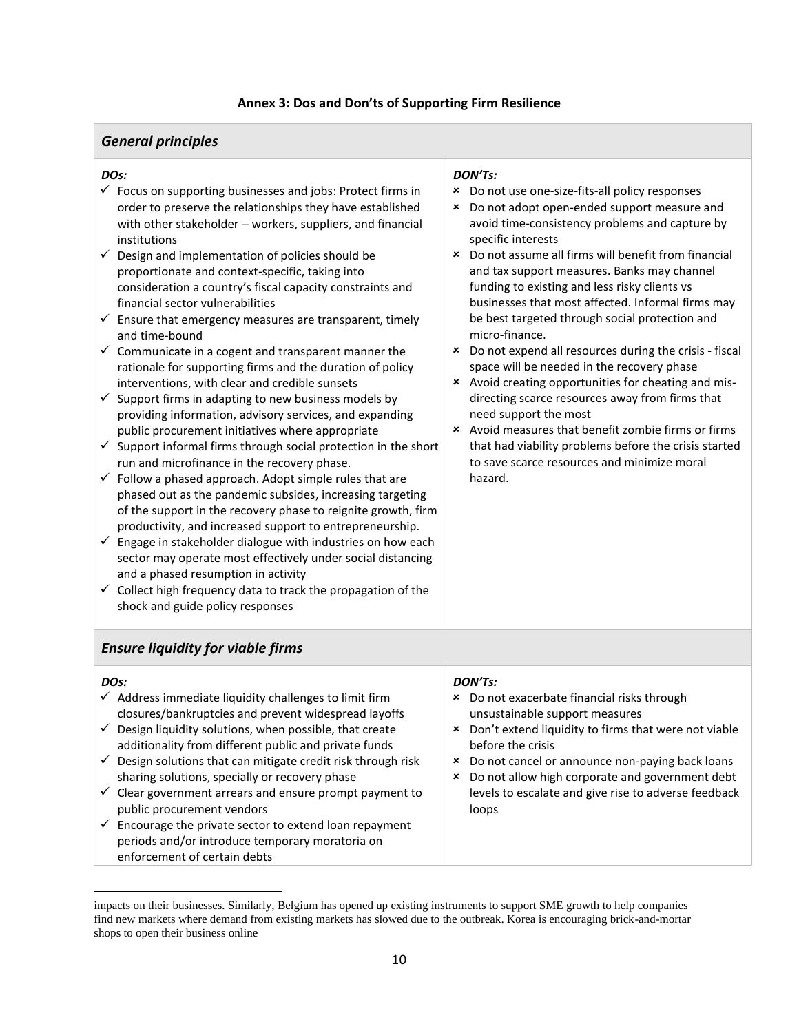### Annex 3: Dos and Don'ts of Supporting Firm Resilience

#### *General principles*

| *DOs:* | *DON'Ts:* |
|---|---|
| ✓ Focus on supporting businesses and jobs: Protect firms in order to preserve the relationships they have established with other stakeholder – workers, suppliers, and financial institutions<br>✓ Design and implementation of policies should be proportionate and context-specific, taking into consideration a country's fiscal capacity constraints and financial sector vulnerabilities<br>✓ Ensure that emergency measures are transparent, timely and time-bound<br>✓ Communicate in a cogent and transparent manner the rationale for supporting firms and the duration of policy interventions, with clear and credible sunsets<br>✓ Support firms in adapting to new business models by providing information, advisory services, and expanding public procurement initiatives where appropriate<br>✓ Support informal firms through social protection in the short run and microfinance in the recovery phase.<br>✓ Follow a phased approach. Adopt simple rules that are phased out as the pandemic subsides, increasing targeting of the support in the recovery phase to reignite growth, firm productivity, and increased support to entrepreneurship.<br>✓ Engage in stakeholder dialogue with industries on how each sector may operate most effectively under social distancing and a phased resumption in activity<br>✓ Collect high frequency data to track the propagation of the shock and guide policy responses | ✗ Do not use one-size-fits-all policy responses<br>✗ Do not adopt open-ended support measure and avoid time-consistency problems and capture by specific interests<br>✗ Do not assume all firms will benefit from financial and tax support measures. Banks may channel funding to existing and less risky clients vs businesses that most affected. Informal firms may be best targeted through social protection and micro-finance.<br>✗ Do not expend all resources during the crisis - fiscal space will be needed in the recovery phase<br>✗ Avoid creating opportunities for cheating and mis-directing scarce resources away from firms that need support the most<br>✗ Avoid measures that benefit zombie firms or firms that had viability problems before the crisis started to save scarce resources and minimize moral hazard. |

#### *Ensure liquidity for viable firms*

| *DOs:* | *DON'Ts:* |
|---|---|
| ✓ Address immediate liquidity challenges to limit firm closures/bankruptcies and prevent widespread layoffs<br>✓ Design liquidity solutions, when possible, that create additionality from different public and private funds<br>✓ Design solutions that can mitigate credit risk through risk sharing solutions, specially or recovery phase<br>✓ Clear government arrears and ensure prompt payment to public procurement vendors<br>✓ Encourage the private sector to extend loan repayment periods and/or introduce temporary moratoria on enforcement of certain debts | ✗ Do not exacerbate financial risks through unsustainable support measures<br>✗ Don't extend liquidity to firms that were not viable before the crisis<br>✗ Do not cancel or announce non-paying back loans<br>✗ Do not allow high corporate and government debt levels to escalate and give rise to adverse feedback loops |

impacts on their businesses. Similarly, Belgium has opened up existing instruments to support SME growth to help companies find new markets where demand from existing markets has slowed due to the outbreak. Korea is encouraging brick-and-mortar shops to open their business online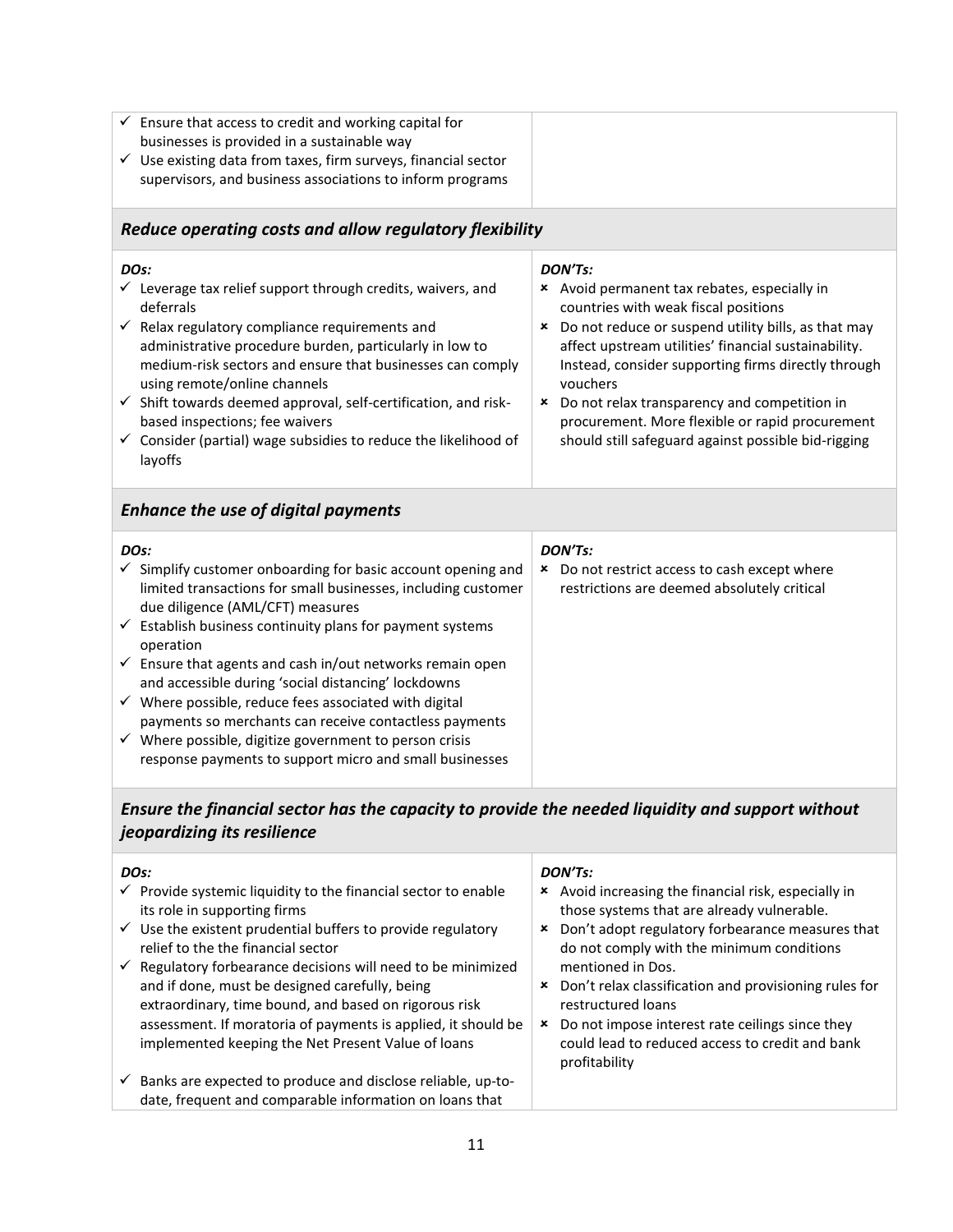| | |
|---|---|
| ✓ Ensure that access to credit and working capital for businesses is provided in a sustainable way<br>✓ Use existing data from taxes, firm surveys, financial sector supervisors, and business associations to inform programs | |

***Reduce operating costs and allow regulatory flexibility***

| *DOs:* | *DON'Ts:* |
|---|---|
| ✓ Leverage tax relief support through credits, waivers, and deferrals<br>✓ Relax regulatory compliance requirements and administrative procedure burden, particularly in low to medium-risk sectors and ensure that businesses can comply using remote/online channels<br>✓ Shift towards deemed approval, self-certification, and risk-based inspections; fee waivers<br>✓ Consider (partial) wage subsidies to reduce the likelihood of layoffs | ✗ Avoid permanent tax rebates, especially in countries with weak fiscal positions<br>✗ Do not reduce or suspend utility bills, as that may affect upstream utilities' financial sustainability. Instead, consider supporting firms directly through vouchers<br>✗ Do not relax transparency and competition in procurement. More flexible or rapid procurement should still safeguard against possible bid-rigging |

***Enhance the use of digital payments***

| *DOs:* | *DON'Ts:* |
|---|---|
| ✓ Simplify customer onboarding for basic account opening and limited transactions for small businesses, including customer due diligence (AML/CFT) measures<br>✓ Establish business continuity plans for payment systems operation<br>✓ Ensure that agents and cash in/out networks remain open and accessible during 'social distancing' lockdowns<br>✓ Where possible, reduce fees associated with digital payments so merchants can receive contactless payments<br>✓ Where possible, digitize government to person crisis response payments to support micro and small businesses | ✗ Do not restrict access to cash except where restrictions are deemed absolutely critical |

***Ensure the financial sector has the capacity to provide the needed liquidity and support without jeopardizing its resilience***

| *DOs:* | *DON'Ts:* |
|---|---|
| ✓ Provide systemic liquidity to the financial sector to enable its role in supporting firms<br>✓ Use the existent prudential buffers to provide regulatory relief to the the financial sector<br>✓ Regulatory forbearance decisions will need to be minimized and if done, must be designed carefully, being extraordinary, time bound, and based on rigorous risk assessment. If moratoria of payments is applied, it should be implemented keeping the Net Present Value of loans<br>✓ Banks are expected to produce and disclose reliable, up-to-date, frequent and comparable information on loans that | ✗ Avoid increasing the financial risk, especially in those systems that are already vulnerable.<br>✗ Don't adopt regulatory forbearance measures that do not comply with the minimum conditions mentioned in Dos.<br>✗ Don't relax classification and provisioning rules for restructured loans<br>✗ Do not impose interest rate ceilings since they could lead to reduced access to credit and bank profitability |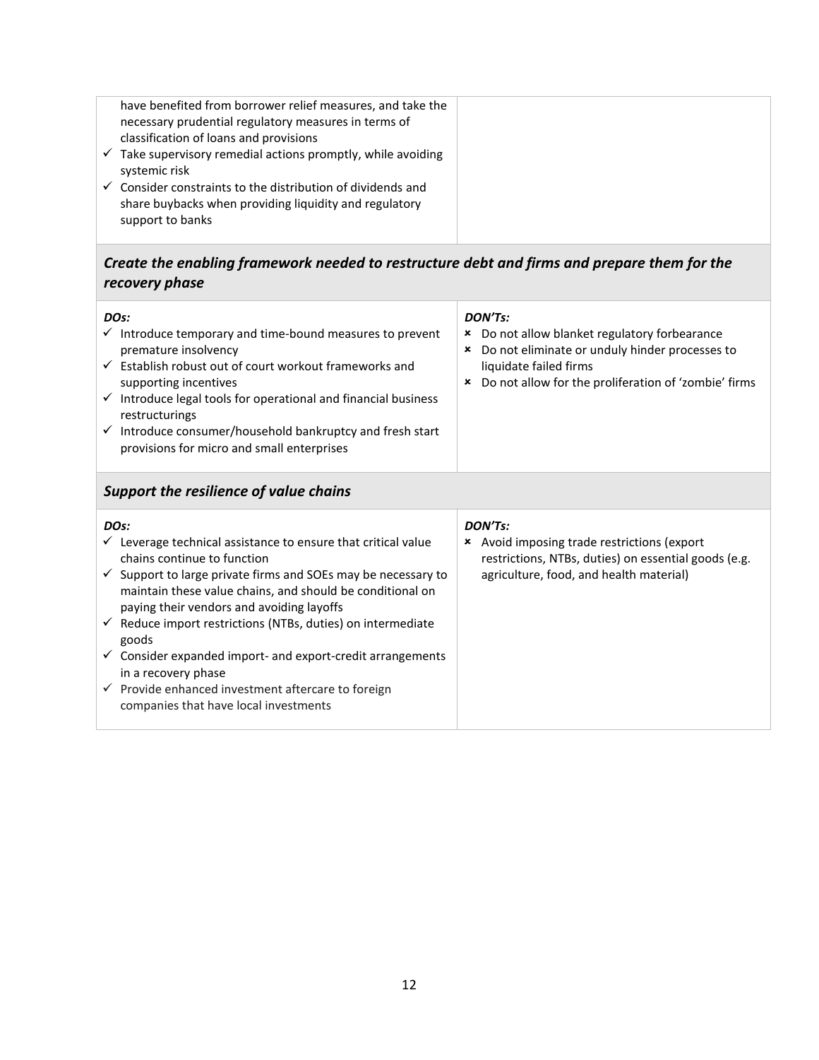| | |
|---|---|
| have benefited from borrower relief measures, and take the necessary prudential regulatory measures in terms of classification of loans and provisions<br>✓ Take supervisory remedial actions promptly, while avoiding systemic risk<br>✓ Consider constraints to the distribution of dividends and share buybacks when providing liquidity and regulatory support to banks | |

### *Create the enabling framework needed to restructure debt and firms and prepare them for the recovery phase*

| *DOs:* | *DON'Ts:* |
|---|---|
| ✓ Introduce temporary and time-bound measures to prevent premature insolvency<br>✓ Establish robust out of court workout frameworks and supporting incentives<br>✓ Introduce legal tools for operational and financial business restructurings<br>✓ Introduce consumer/household bankruptcy and fresh start provisions for micro and small enterprises | ✗ Do not allow blanket regulatory forbearance<br>✗ Do not eliminate or unduly hinder processes to liquidate failed firms<br>✗ Do not allow for the proliferation of 'zombie' firms |

### *Support the resilience of value chains*

| *DOs:* | *DON'Ts:* |
|---|---|
| ✓ Leverage technical assistance to ensure that critical value chains continue to function<br>✓ Support to large private firms and SOEs may be necessary to maintain these value chains, and should be conditional on paying their vendors and avoiding layoffs<br>✓ Reduce import restrictions (NTBs, duties) on intermediate goods<br>✓ Consider expanded import- and export-credit arrangements in a recovery phase<br>✓ Provide enhanced investment aftercare to foreign companies that have local investments | ✗ Avoid imposing trade restrictions (export restrictions, NTBs, duties) on essential goods (e.g. agriculture, food, and health material) |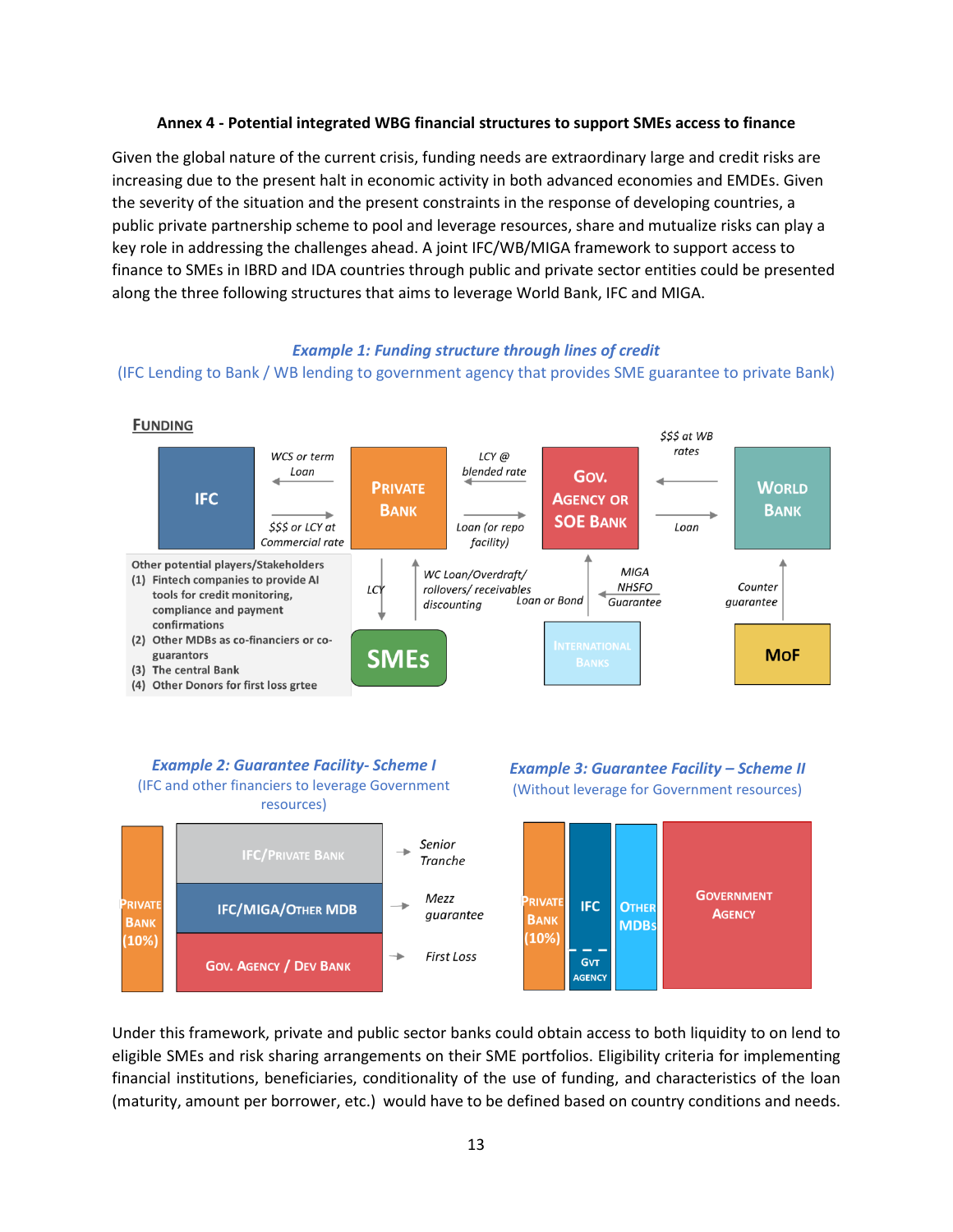**Annex 4 - Potential integrated WBG financial structures to support SMEs access to finance**

Given the global nature of the current crisis, funding needs are extraordinary large and credit risks are increasing due to the present halt in economic activity in both advanced economies and EMDEs. Given the severity of the situation and the present constraints in the response of developing countries, a public private partnership scheme to pool and leverage resources, share and mutualize risks can play a key role in addressing the challenges ahead. A joint IFC/WB/MIGA framework to support access to finance to SMEs in IBRD and IDA countries through public and private sector entities could be presented along the three following structures that aims to leverage World Bank, IFC and MIGA.

***Example 1: Funding structure through lines of credit***

(IFC Lending to Bank / WB lending to government agency that provides SME guarantee to private Bank)

**FUNDING**

IFC — WCS or term Loan / $$$ or LCY at Commercial rate — PRIVATE BANK — LCY @ blended rate / Loan (or repo facility) — GOV. AGENCY OR SOE BANK — $$$ at WB rates / Loan — WORLD BANK

PRIVATE BANK — LCY / WC Loan/Overdraft/ rollovers/ receivables discounting — SMEs

INTERNATIONAL BANKS — Loan or Bond — GOV. AGENCY OR SOE BANK; MIGA NHSFO Guarantee

MOF — Counter guarantee — WORLD BANK

Other potential players/Stakeholders
(1) Fintech companies to provide AI tools for credit monitoring, compliance and payment confirmations
(2) Other MDBs as co-financiers or co-guarantors
(3) The central Bank
(4) Other Donors for first loss grtee

***Example 2: Guarantee Facility- Scheme I***

(IFC and other financiers to leverage Government resources)

- PRIVATE BANK (10%)
- IFC/PRIVATE BANK → Senior Tranche
- IFC/MIGA/OTHER MDB → Mezz guarantee
- GOV. AGENCY / DEV BANK → First Loss

***Example 3: Guarantee Facility – Scheme II***

(Without leverage for Government resources)

- PRIVATE BANK (10%)
- IFC / GVT AGENCY
- OTHER MDBS
- GOVERNMENT AGENCY

Under this framework, private and public sector banks could obtain access to both liquidity to on lend to eligible SMEs and risk sharing arrangements on their SME portfolios. Eligibility criteria for implementing financial institutions, beneficiaries, conditionality of the use of funding, and characteristics of the loan (maturity, amount per borrower, etc.) would have to be defined based on country conditions and needs.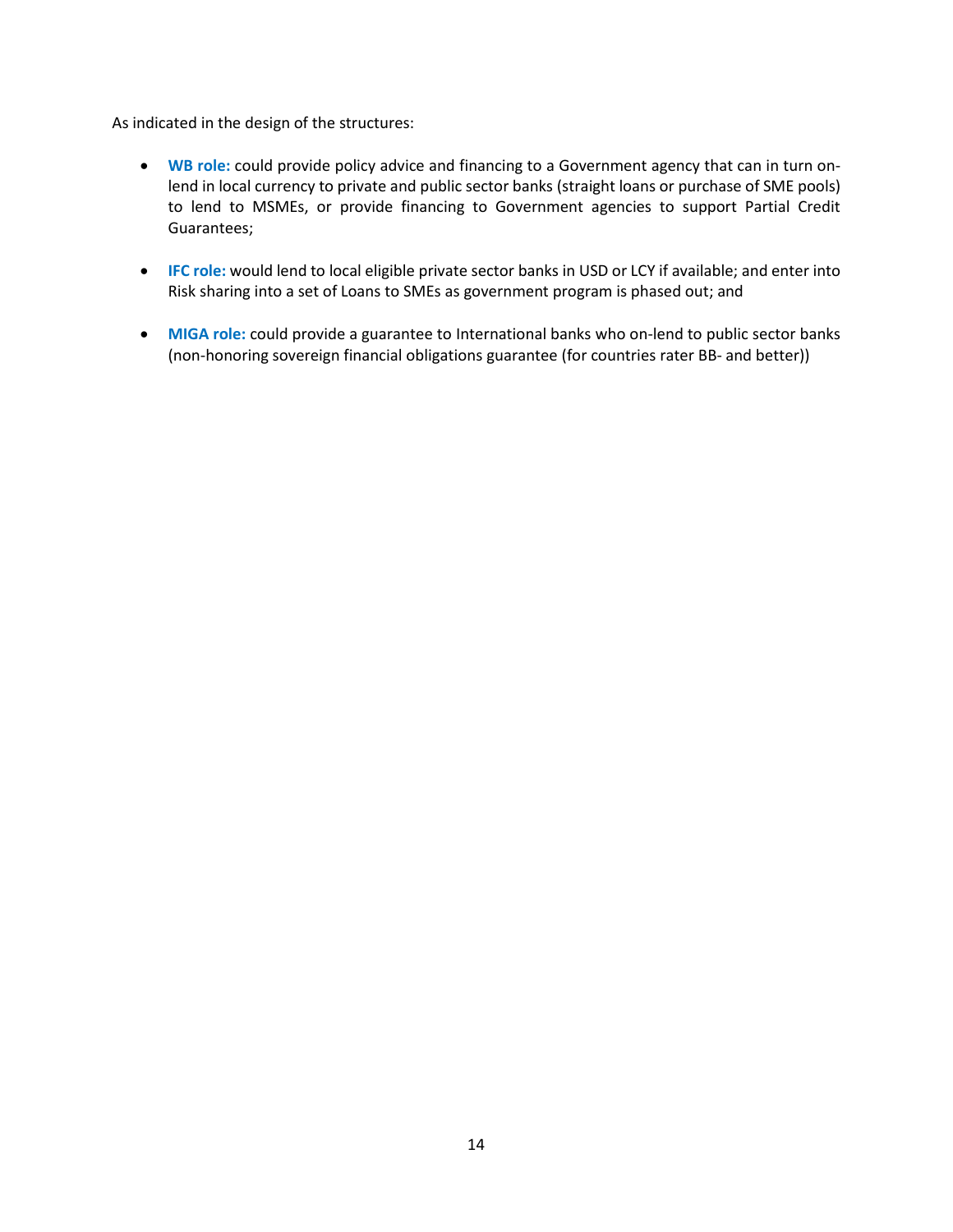As indicated in the design of the structures:

- **WB role:** could provide policy advice and financing to a Government agency that can in turn on-lend in local currency to private and public sector banks (straight loans or purchase of SME pools) to lend to MSMEs, or provide financing to Government agencies to support Partial Credit Guarantees;

- **IFC role:** would lend to local eligible private sector banks in USD or LCY if available; and enter into Risk sharing into a set of Loans to SMEs as government program is phased out; and

- **MIGA role:** could provide a guarantee to International banks who on-lend to public sector banks (non-honoring sovereign financial obligations guarantee (for countries rater BB- and better))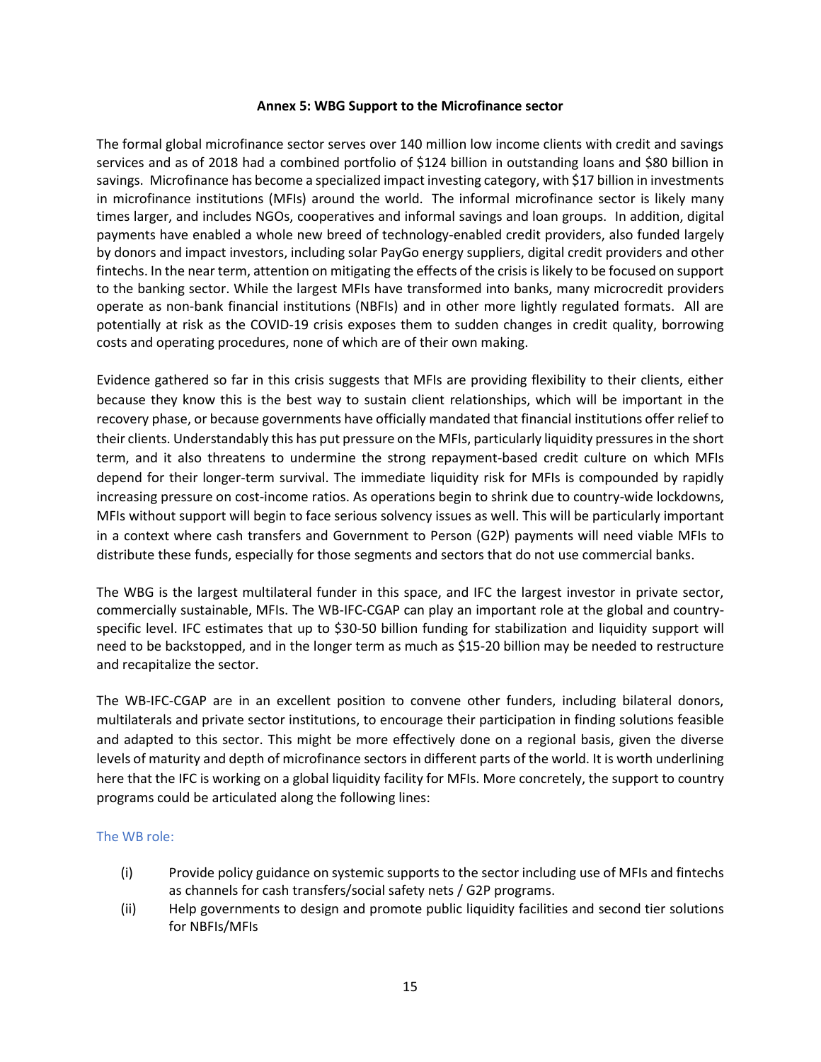## Annex 5: WBG Support to the Microfinance sector

The formal global microfinance sector serves over 140 million low income clients with credit and savings services and as of 2018 had a combined portfolio of $124 billion in outstanding loans and $80 billion in savings. Microfinance has become a specialized impact investing category, with $17 billion in investments in microfinance institutions (MFIs) around the world. The informal microfinance sector is likely many times larger, and includes NGOs, cooperatives and informal savings and loan groups. In addition, digital payments have enabled a whole new breed of technology-enabled credit providers, also funded largely by donors and impact investors, including solar PayGo energy suppliers, digital credit providers and other fintechs. In the near term, attention on mitigating the effects of the crisis is likely to be focused on support to the banking sector. While the largest MFIs have transformed into banks, many microcredit providers operate as non-bank financial institutions (NBFIs) and in other more lightly regulated formats. All are potentially at risk as the COVID-19 crisis exposes them to sudden changes in credit quality, borrowing costs and operating procedures, none of which are of their own making.

Evidence gathered so far in this crisis suggests that MFIs are providing flexibility to their clients, either because they know this is the best way to sustain client relationships, which will be important in the recovery phase, or because governments have officially mandated that financial institutions offer relief to their clients. Understandably this has put pressure on the MFIs, particularly liquidity pressures in the short term, and it also threatens to undermine the strong repayment-based credit culture on which MFIs depend for their longer-term survival. The immediate liquidity risk for MFIs is compounded by rapidly increasing pressure on cost-income ratios. As operations begin to shrink due to country-wide lockdowns, MFIs without support will begin to face serious solvency issues as well. This will be particularly important in a context where cash transfers and Government to Person (G2P) payments will need viable MFIs to distribute these funds, especially for those segments and sectors that do not use commercial banks.

The WBG is the largest multilateral funder in this space, and IFC the largest investor in private sector, commercially sustainable, MFIs. The WB-IFC-CGAP can play an important role at the global and country-specific level. IFC estimates that up to $30-50 billion funding for stabilization and liquidity support will need to be backstopped, and in the longer term as much as $15-20 billion may be needed to restructure and recapitalize the sector.

The WB-IFC-CGAP are in an excellent position to convene other funders, including bilateral donors, multilaterals and private sector institutions, to encourage their participation in finding solutions feasible and adapted to this sector. This might be more effectively done on a regional basis, given the diverse levels of maturity and depth of microfinance sectors in different parts of the world. It is worth underlining here that the IFC is working on a global liquidity facility for MFIs. More concretely, the support to country programs could be articulated along the following lines:

### The WB role:

(i) Provide policy guidance on systemic supports to the sector including use of MFIs and fintechs as channels for cash transfers/social safety nets / G2P programs.

(ii) Help governments to design and promote public liquidity facilities and second tier solutions for NBFIs/MFIs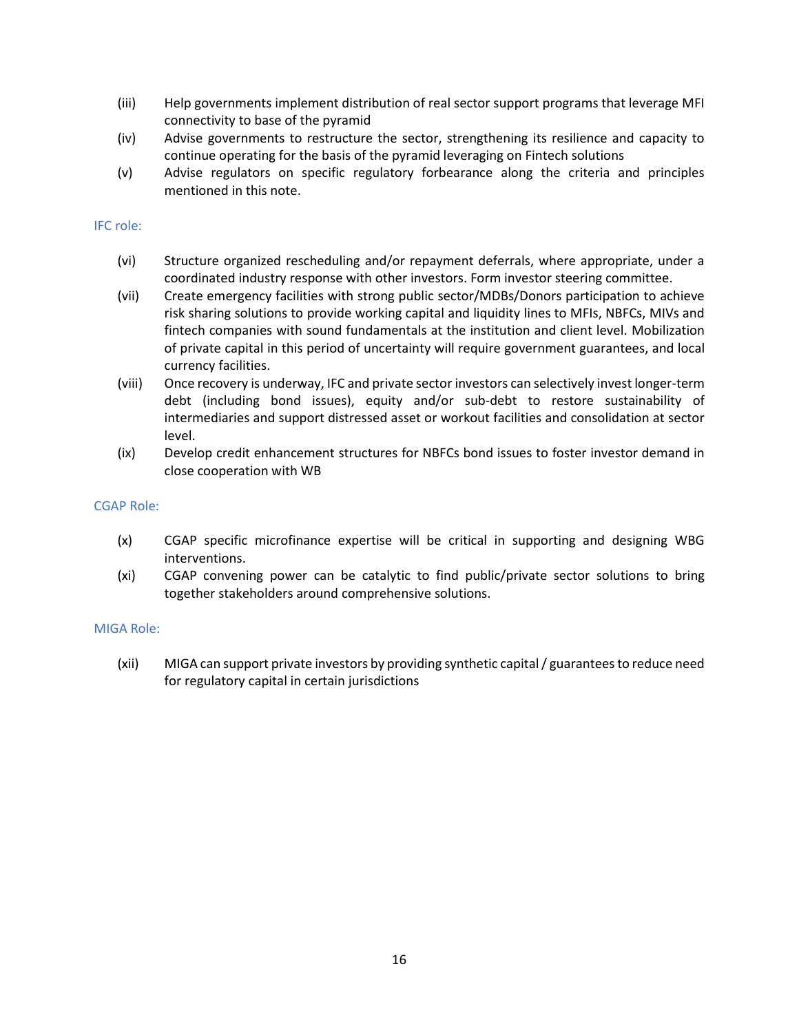(iii) Help governments implement distribution of real sector support programs that leverage MFI connectivity to base of the pyramid

(iv) Advise governments to restructure the sector, strengthening its resilience and capacity to continue operating for the basis of the pyramid leveraging on Fintech solutions

(v) Advise regulators on specific regulatory forbearance along the criteria and principles mentioned in this note.

IFC role:

(vi) Structure organized rescheduling and/or repayment deferrals, where appropriate, under a coordinated industry response with other investors. Form investor steering committee.

(vii) Create emergency facilities with strong public sector/MDBs/Donors participation to achieve risk sharing solutions to provide working capital and liquidity lines to MFIs, NBFCs, MIVs and fintech companies with sound fundamentals at the institution and client level. Mobilization of private capital in this period of uncertainty will require government guarantees, and local currency facilities.

(viii) Once recovery is underway, IFC and private sector investors can selectively invest longer-term debt (including bond issues), equity and/or sub-debt to restore sustainability of intermediaries and support distressed asset or workout facilities and consolidation at sector level.

(ix) Develop credit enhancement structures for NBFCs bond issues to foster investor demand in close cooperation with WB

CGAP Role:

(x) CGAP specific microfinance expertise will be critical in supporting and designing WBG interventions.

(xi) CGAP convening power can be catalytic to find public/private sector solutions to bring together stakeholders around comprehensive solutions.

MIGA Role:

(xii) MIGA can support private investors by providing synthetic capital / guarantees to reduce need for regulatory capital in certain jurisdictions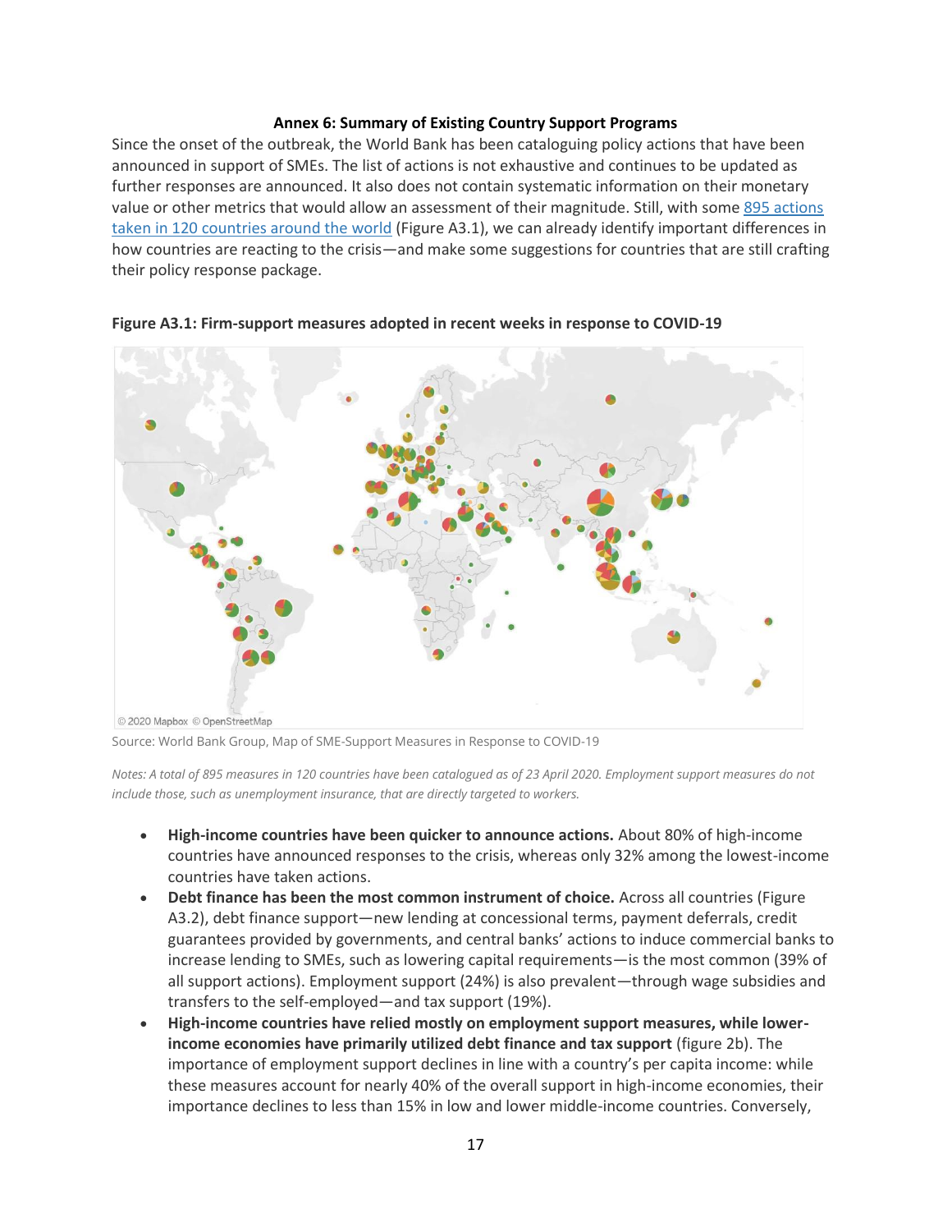### Annex 6: Summary of Existing Country Support Programs

Since the onset of the outbreak, the World Bank has been cataloguing policy actions that have been announced in support of SMEs. The list of actions is not exhaustive and continues to be updated as further responses are announced. It also does not contain systematic information on their monetary value or other metrics that would allow an assessment of their magnitude. Still, with some 895 actions taken in 120 countries around the world (Figure A3.1), we can already identify important differences in how countries are reacting to the crisis—and make some suggestions for countries that are still crafting their policy response package.

**Figure A3.1: Firm-support measures adopted in recent weeks in response to COVID-19**

© 2020 Mapbox © OpenStreetMap

Source: World Bank Group, Map of SME-Support Measures in Response to COVID-19

*Notes: A total of 895 measures in 120 countries have been catalogued as of 23 April 2020. Employment support measures do not include those, such as unemployment insurance, that are directly targeted to workers.*

- **High-income countries have been quicker to announce actions.** About 80% of high-income countries have announced responses to the crisis, whereas only 32% among the lowest-income countries have taken actions.
- **Debt finance has been the most common instrument of choice.** Across all countries (Figure A3.2), debt finance support—new lending at concessional terms, payment deferrals, credit guarantees provided by governments, and central banks' actions to induce commercial banks to increase lending to SMEs, such as lowering capital requirements—is the most common (39% of all support actions). Employment support (24%) is also prevalent—through wage subsidies and transfers to the self-employed—and tax support (19%).
- **High-income countries have relied mostly on employment support measures, while lower-income economies have primarily utilized debt finance and tax support** (figure 2b). The importance of employment support declines in line with a country's per capita income: while these measures account for nearly 40% of the overall support in high-income economies, their importance declines to less than 15% in low and lower middle-income countries. Conversely,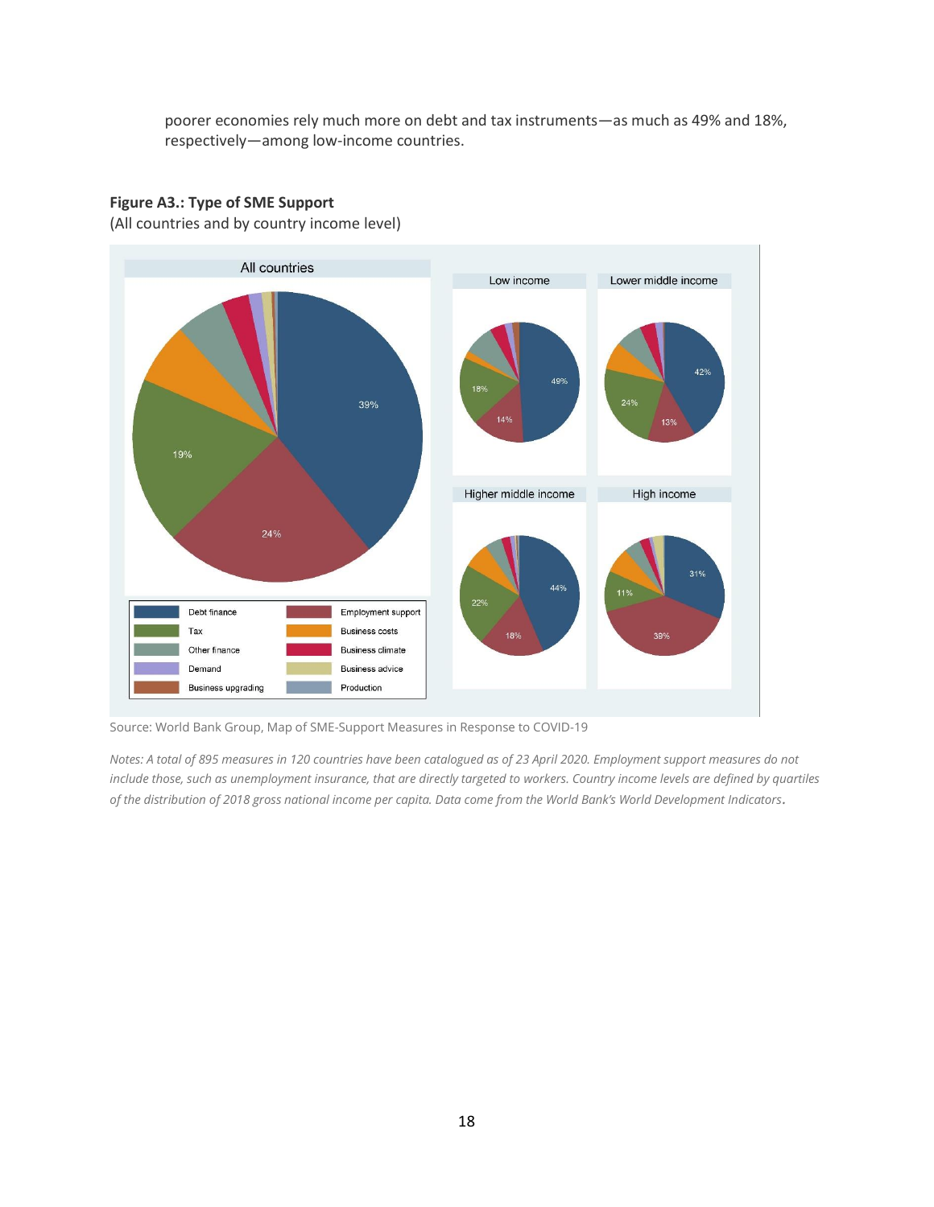poorer economies rely much more on debt and tax instruments—as much as 49% and 18%, respectively—among low-income countries.

**Figure A3.: Type of SME Support**
(All countries and by country income level)

Source: World Bank Group, Map of SME-Support Measures in Response to COVID-19

*Notes: A total of 895 measures in 120 countries have been catalogued as of 23 April 2020. Employment support measures do not include those, such as unemployment insurance, that are directly targeted to workers. Country income levels are defined by quartiles of the distribution of 2018 gross national income per capita. Data come from the World Bank's World Development Indicators.*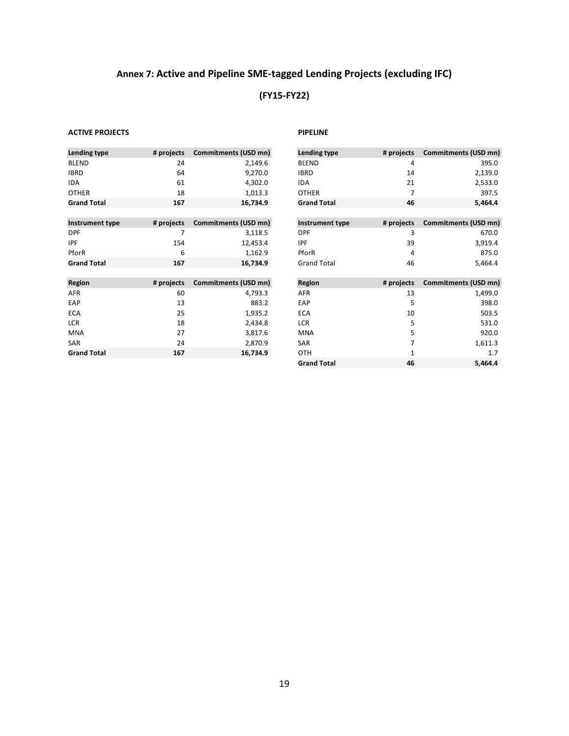# Annex 7: Active and Pipeline SME-tagged Lending Projects (excluding IFC)

## (FY15-FY22)

### ACTIVE PROJECTS

| Lending type | # projects | Commitments (USD mn) |
|---|---|---|
| BLEND | 24 | 2,149.6 |
| IBRD | 64 | 9,270.0 |
| IDA | 61 | 4,302.0 |
| OTHER | 18 | 1,013.3 |
| **Grand Total** | **167** | **16,734.9** |

| Instrument type | # projects | Commitments (USD mn) |
|---|---|---|
| DPF | 7 | 3,118.5 |
| IPF | 154 | 12,453.4 |
| PforR | 6 | 1,162.9 |
| **Grand Total** | **167** | **16,734.9** |

| Region | # projects | Commitments (USD mn) |
|---|---|---|
| AFR | 60 | 4,793.3 |
| EAP | 13 | 883.2 |
| ECA | 25 | 1,935.2 |
| LCR | 18 | 2,434.8 |
| MNA | 27 | 3,817.6 |
| SAR | 24 | 2,870.9 |
| **Grand Total** | **167** | **16,734.9** |

### PIPELINE

| Lending type | # projects | Commitments (USD mn) |
|---|---|---|
| BLEND | 4 | 395.0 |
| IBRD | 14 | 2,139.0 |
| IDA | 21 | 2,533.0 |
| OTHER | 7 | 397.5 |
| **Grand Total** | **46** | **5,464.4** |

| Instrument type | # projects | Commitments (USD mn) |
|---|---|---|
| DPF | 3 | 670.0 |
| IPF | 39 | 3,919.4 |
| PforR | 4 | 875.0 |
| Grand Total | 46 | 5,464.4 |

| Region | # projects | Commitments (USD mn) |
|---|---|---|
| AFR | 13 | 1,499.0 |
| EAP | 5 | 398.0 |
| ECA | 10 | 503.5 |
| LCR | 5 | 531.0 |
| MNA | 5 | 920.0 |
| SAR | 7 | 1,611.3 |
| OTH | 1 | 1.7 |
| **Grand Total** | **46** | **5,464.4** |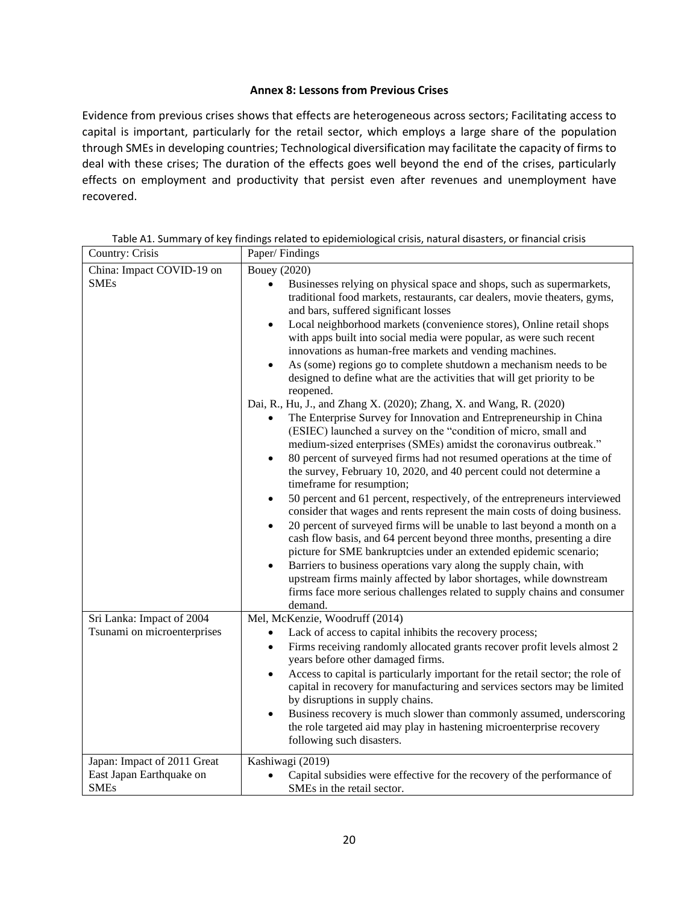## Annex 8: Lessons from Previous Crises

Evidence from previous crises shows that effects are heterogeneous across sectors; Facilitating access to capital is important, particularly for the retail sector, which employs a large share of the population through SMEs in developing countries; Technological diversification may facilitate the capacity of firms to deal with these crises; The duration of the effects goes well beyond the end of the crises, particularly effects on employment and productivity that persist even after revenues and unemployment have recovered.

Table A1. Summary of key findings related to epidemiological crisis, natural disasters, or financial crisis

| Country: Crisis | Paper/ Findings |
|---|---|
| China: Impact COVID-19 on SMEs | Bouey (2020)<br>• Businesses relying on physical space and shops, such as supermarkets, traditional food markets, restaurants, car dealers, movie theaters, gyms, and bars, suffered significant losses<br>• Local neighborhood markets (convenience stores), Online retail shops with apps built into social media were popular, as were such recent innovations as human-free markets and vending machines.<br>• As (some) regions go to complete shutdown a mechanism needs to be designed to define what are the activities that will get priority to be reopened.<br>Dai, R., Hu, J., and Zhang X. (2020); Zhang, X. and Wang, R. (2020)<br>• The Enterprise Survey for Innovation and Entrepreneurship in China (ESIEC) launched a survey on the "condition of micro, small and medium-sized enterprises (SMEs) amidst the coronavirus outbreak."<br>• 80 percent of surveyed firms had not resumed operations at the time of the survey, February 10, 2020, and 40 percent could not determine a timeframe for resumption;<br>• 50 percent and 61 percent, respectively, of the entrepreneurs interviewed consider that wages and rents represent the main costs of doing business.<br>• 20 percent of surveyed firms will be unable to last beyond a month on a cash flow basis, and 64 percent beyond three months, presenting a dire picture for SME bankruptcies under an extended epidemic scenario;<br>• Barriers to business operations vary along the supply chain, with upstream firms mainly affected by labor shortages, while downstream firms face more serious challenges related to supply chains and consumer demand. |
| Sri Lanka: Impact of 2004 Tsunami on microenterprises | Mel, McKenzie, Woodruff (2014)<br>• Lack of access to capital inhibits the recovery process;<br>• Firms receiving randomly allocated grants recover profit levels almost 2 years before other damaged firms.<br>• Access to capital is particularly important for the retail sector; the role of capital in recovery for manufacturing and services sectors may be limited by disruptions in supply chains.<br>• Business recovery is much slower than commonly assumed, underscoring the role targeted aid may play in hastening microenterprise recovery following such disasters. |
| Japan: Impact of 2011 Great East Japan Earthquake on SMEs | Kashiwagi (2019)<br>• Capital subsidies were effective for the recovery of the performance of SMEs in the retail sector. |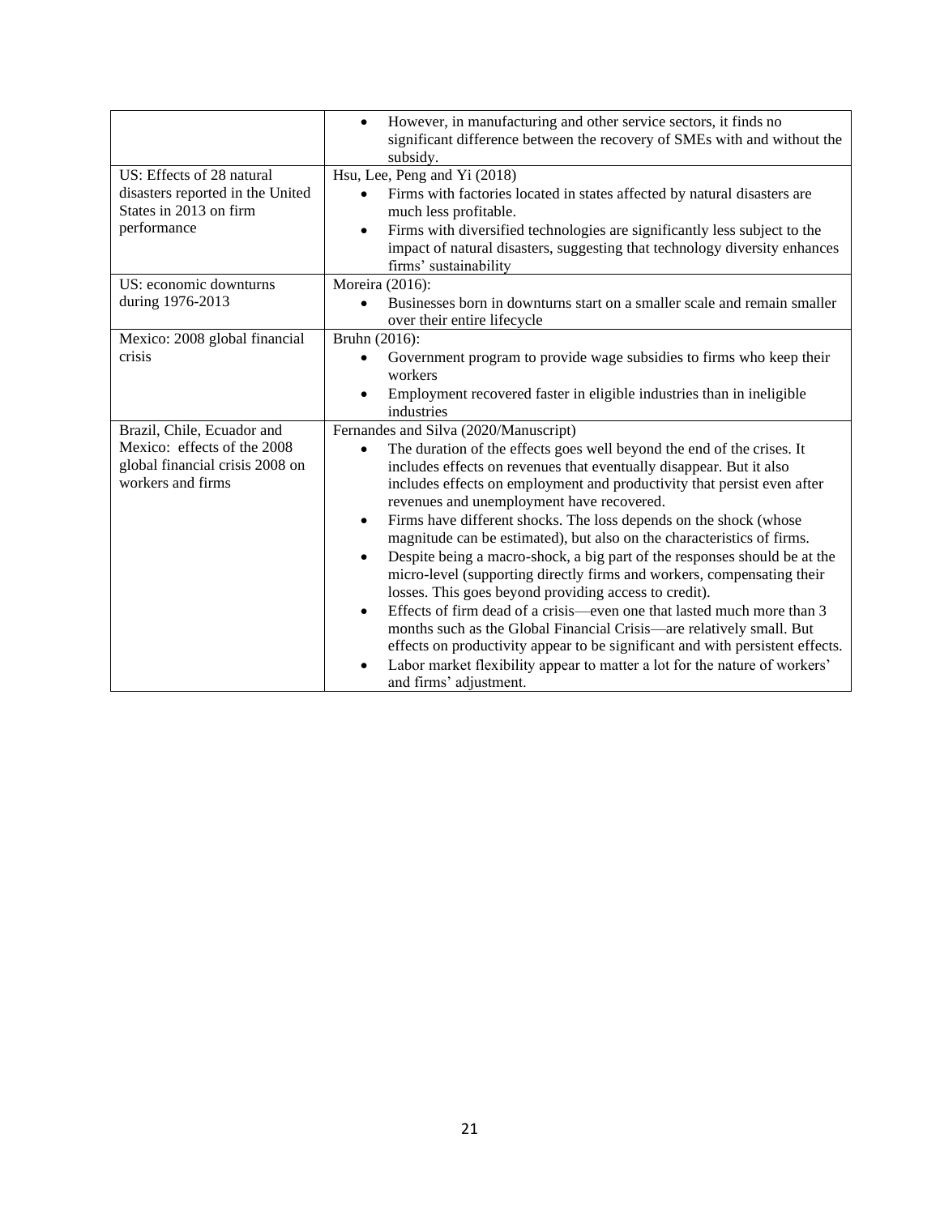| | |
|---|---|
| | • However, in manufacturing and other service sectors, it finds no significant difference between the recovery of SMEs with and without the subsidy. |
| US: Effects of 28 natural disasters reported in the United States in 2013 on firm performance | Hsu, Lee, Peng and Yi (2018)<br>• Firms with factories located in states affected by natural disasters are much less profitable.<br>• Firms with diversified technologies are significantly less subject to the impact of natural disasters, suggesting that technology diversity enhances firms' sustainability |
| US: economic downturns during 1976-2013 | Moreira (2016):<br>• Businesses born in downturns start on a smaller scale and remain smaller over their entire lifecycle |
| Mexico: 2008 global financial crisis | Bruhn (2016):<br>• Government program to provide wage subsidies to firms who keep their workers<br>• Employment recovered faster in eligible industries than in ineligible industries |
| Brazil, Chile, Ecuador and Mexico: effects of the 2008 global financial crisis 2008 on workers and firms | Fernandes and Silva (2020/Manuscript)<br>• The duration of the effects goes well beyond the end of the crises. It includes effects on revenues that eventually disappear. But it also includes effects on employment and productivity that persist even after revenues and unemployment have recovered.<br>• Firms have different shocks. The loss depends on the shock (whose magnitude can be estimated), but also on the characteristics of firms.<br>• Despite being a macro-shock, a big part of the responses should be at the micro-level (supporting directly firms and workers, compensating their losses. This goes beyond providing access to credit).<br>• Effects of firm dead of a crisis—even one that lasted much more than 3 months such as the Global Financial Crisis—are relatively small. But effects on productivity appear to be significant and with persistent effects.<br>• Labor market flexibility appear to matter a lot for the nature of workers' and firms' adjustment. |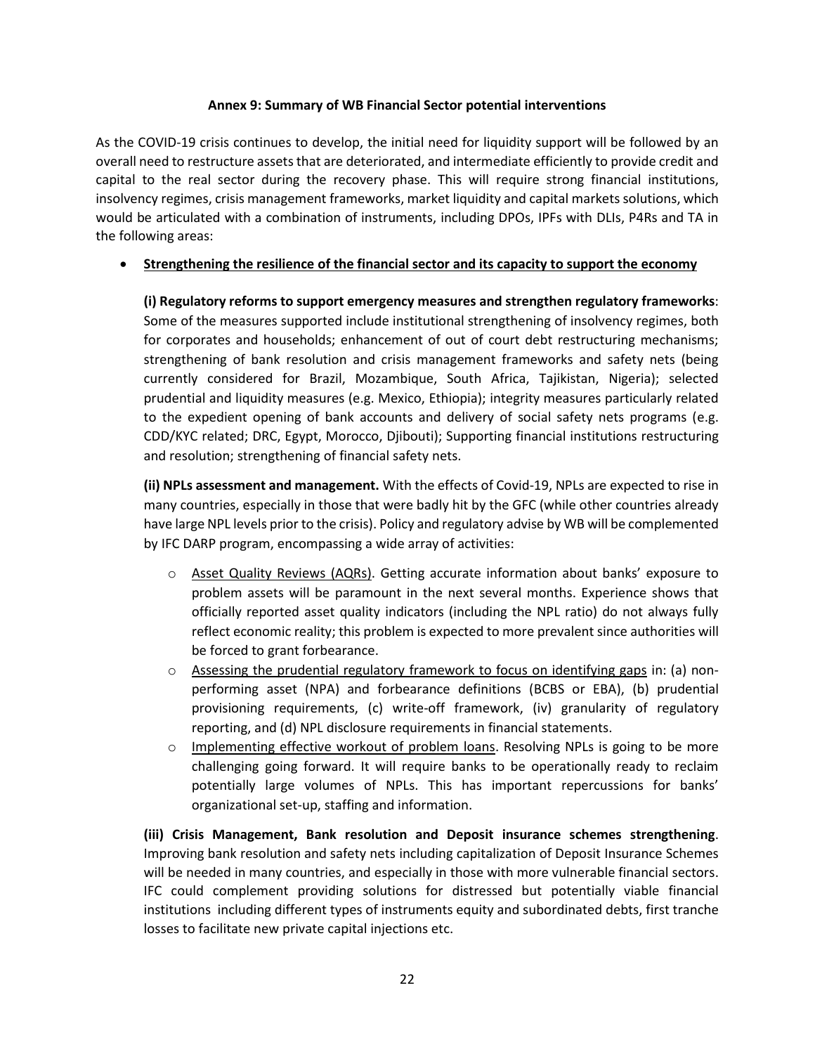**Annex 9: Summary of WB Financial Sector potential interventions**

As the COVID-19 crisis continues to develop, the initial need for liquidity support will be followed by an overall need to restructure assets that are deteriorated, and intermediate efficiently to provide credit and capital to the real sector during the recovery phase. This will require strong financial institutions, insolvency regimes, crisis management frameworks, market liquidity and capital markets solutions, which would be articulated with a combination of instruments, including DPOs, IPFs with DLIs, P4Rs and TA in the following areas:

- **Strengthening the resilience of the financial sector and its capacity to support the economy**

  **(i) Regulatory reforms to support emergency measures and strengthen regulatory frameworks**: Some of the measures supported include institutional strengthening of insolvency regimes, both for corporates and households; enhancement of out of court debt restructuring mechanisms; strengthening of bank resolution and crisis management frameworks and safety nets (being currently considered for Brazil, Mozambique, South Africa, Tajikistan, Nigeria); selected prudential and liquidity measures (e.g. Mexico, Ethiopia); integrity measures particularly related to the expedient opening of bank accounts and delivery of social safety nets programs (e.g. CDD/KYC related; DRC, Egypt, Morocco, Djibouti); Supporting financial institutions restructuring and resolution; strengthening of financial safety nets.

  **(ii) NPLs assessment and management.** With the effects of Covid-19, NPLs are expected to rise in many countries, especially in those that were badly hit by the GFC (while other countries already have large NPL levels prior to the crisis). Policy and regulatory advise by WB will be complemented by IFC DARP program, encompassing a wide array of activities:

  - Asset Quality Reviews (AQRs). Getting accurate information about banks' exposure to problem assets will be paramount in the next several months. Experience shows that officially reported asset quality indicators (including the NPL ratio) do not always fully reflect economic reality; this problem is expected to more prevalent since authorities will be forced to grant forbearance.
  - Assessing the prudential regulatory framework to focus on identifying gaps in: (a) non-performing asset (NPA) and forbearance definitions (BCBS or EBA), (b) prudential provisioning requirements, (c) write-off framework, (iv) granularity of regulatory reporting, and (d) NPL disclosure requirements in financial statements.
  - Implementing effective workout of problem loans. Resolving NPLs is going to be more challenging going forward. It will require banks to be operationally ready to reclaim potentially large volumes of NPLs. This has important repercussions for banks' organizational set-up, staffing and information.

  **(iii) Crisis Management, Bank resolution and Deposit insurance schemes strengthening**. Improving bank resolution and safety nets including capitalization of Deposit Insurance Schemes will be needed in many countries, and especially in those with more vulnerable financial sectors. IFC could complement providing solutions for distressed but potentially viable financial institutions including different types of instruments equity and subordinated debts, first tranche losses to facilitate new private capital injections etc.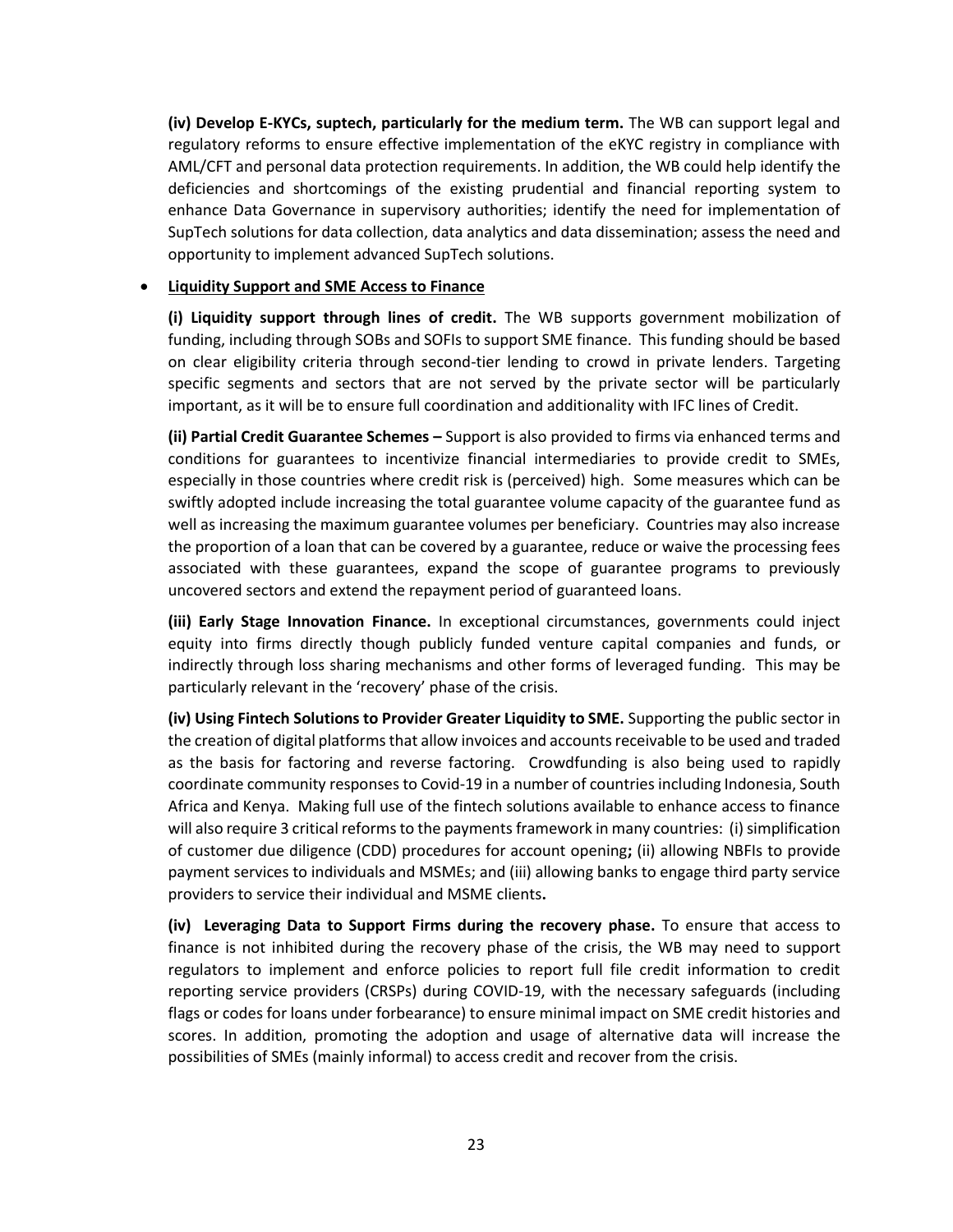**(iv) Develop E-KYCs, suptech, particularly for the medium term.** The WB can support legal and regulatory reforms to ensure effective implementation of the eKYC registry in compliance with AML/CFT and personal data protection requirements. In addition, the WB could help identify the deficiencies and shortcomings of the existing prudential and financial reporting system to enhance Data Governance in supervisory authorities; identify the need for implementation of SupTech solutions for data collection, data analytics and data dissemination; assess the need and opportunity to implement advanced SupTech solutions.

- **Liquidity Support and SME Access to Finance**

**(i) Liquidity support through lines of credit.** The WB supports government mobilization of funding, including through SOBs and SOFIs to support SME finance. This funding should be based on clear eligibility criteria through second-tier lending to crowd in private lenders. Targeting specific segments and sectors that are not served by the private sector will be particularly important, as it will be to ensure full coordination and additionality with IFC lines of Credit.

**(ii) Partial Credit Guarantee Schemes –** Support is also provided to firms via enhanced terms and conditions for guarantees to incentivize financial intermediaries to provide credit to SMEs, especially in those countries where credit risk is (perceived) high. Some measures which can be swiftly adopted include increasing the total guarantee volume capacity of the guarantee fund as well as increasing the maximum guarantee volumes per beneficiary. Countries may also increase the proportion of a loan that can be covered by a guarantee, reduce or waive the processing fees associated with these guarantees, expand the scope of guarantee programs to previously uncovered sectors and extend the repayment period of guaranteed loans.

**(iii) Early Stage Innovation Finance.** In exceptional circumstances, governments could inject equity into firms directly though publicly funded venture capital companies and funds, or indirectly through loss sharing mechanisms and other forms of leveraged funding. This may be particularly relevant in the 'recovery' phase of the crisis.

**(iv) Using Fintech Solutions to Provider Greater Liquidity to SME.** Supporting the public sector in the creation of digital platforms that allow invoices and accounts receivable to be used and traded as the basis for factoring and reverse factoring. Crowdfunding is also being used to rapidly coordinate community responses to Covid-19 in a number of countries including Indonesia, South Africa and Kenya. Making full use of the fintech solutions available to enhance access to finance will also require 3 critical reforms to the payments framework in many countries: (i) simplification of customer due diligence (CDD) procedures for account opening**;** (ii) allowing NBFIs to provide payment services to individuals and MSMEs; and (iii) allowing banks to engage third party service providers to service their individual and MSME clients**.**

**(iv) Leveraging Data to Support Firms during the recovery phase.** To ensure that access to finance is not inhibited during the recovery phase of the crisis, the WB may need to support regulators to implement and enforce policies to report full file credit information to credit reporting service providers (CRSPs) during COVID-19, with the necessary safeguards (including flags or codes for loans under forbearance) to ensure minimal impact on SME credit histories and scores. In addition, promoting the adoption and usage of alternative data will increase the possibilities of SMEs (mainly informal) to access credit and recover from the crisis.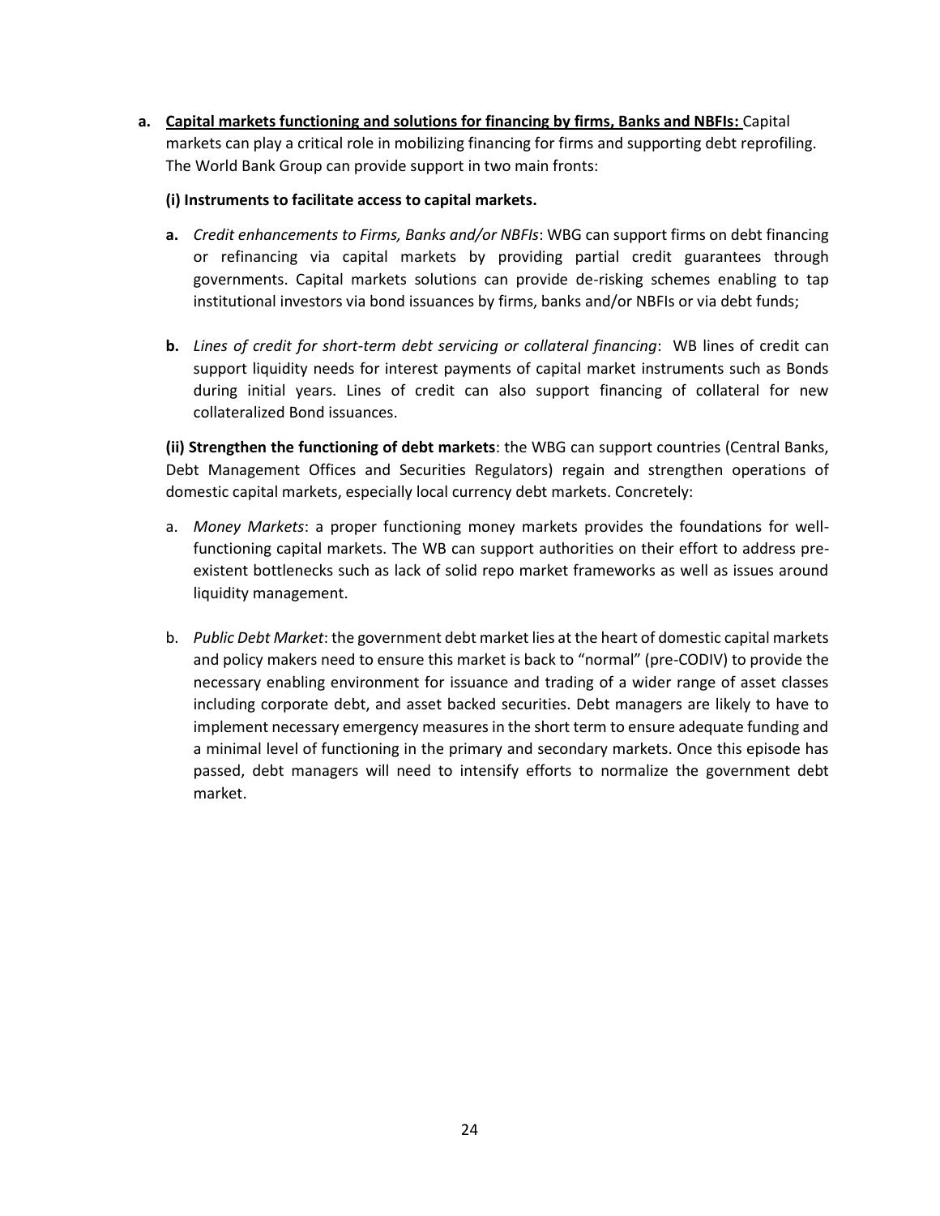a. **<u>Capital markets functioning and solutions for financing by firms, Banks and NBFIs:</u>** Capital markets can play a critical role in mobilizing financing for firms and supporting debt reprofiling. The World Bank Group can provide support in two main fronts:

   **(i) Instruments to facilitate access to capital markets.**

   **a.** *Credit enhancements to Firms, Banks and/or NBFIs*: WBG can support firms on debt financing or refinancing via capital markets by providing partial credit guarantees through governments. Capital markets solutions can provide de-risking schemes enabling to tap institutional investors via bond issuances by firms, banks and/or NBFIs or via debt funds;

   **b.** *Lines of credit for short-term debt servicing or collateral financing*: WB lines of credit can support liquidity needs for interest payments of capital market instruments such as Bonds during initial years. Lines of credit can also support financing of collateral for new collateralized Bond issuances.

   **(ii) Strengthen the functioning of debt markets**: the WBG can support countries (Central Banks, Debt Management Offices and Securities Regulators) regain and strengthen operations of domestic capital markets, especially local currency debt markets. Concretely:

   a. *Money Markets*: a proper functioning money markets provides the foundations for well-functioning capital markets. The WB can support authorities on their effort to address pre-existent bottlenecks such as lack of solid repo market frameworks as well as issues around liquidity management.

   b. *Public Debt Market*: the government debt market lies at the heart of domestic capital markets and policy makers need to ensure this market is back to "normal" (pre-CODIV) to provide the necessary enabling environment for issuance and trading of a wider range of asset classes including corporate debt, and asset backed securities. Debt managers are likely to have to implement necessary emergency measures in the short term to ensure adequate funding and a minimal level of functioning in the primary and secondary markets. Once this episode has passed, debt managers will need to intensify efforts to normalize the government debt market.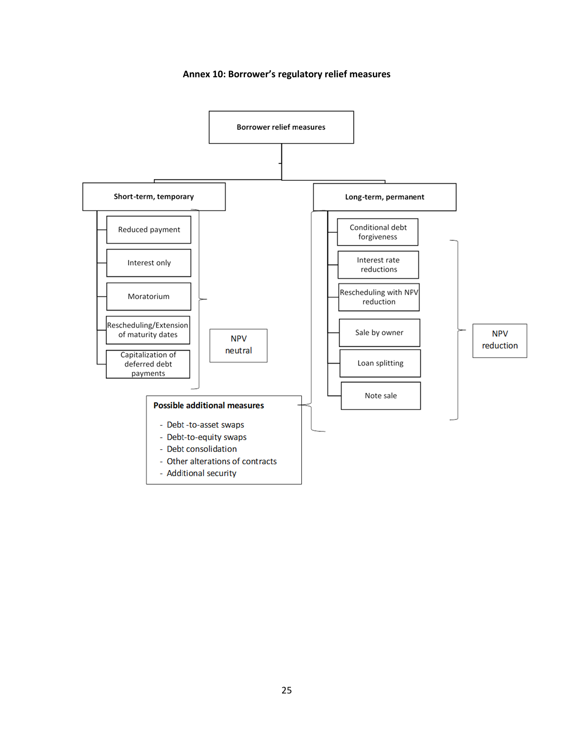**Annex 10: Borrower's regulatory relief measures**

**Borrower relief measures**

**Short-term, temporary**

- Reduced payment
- Interest only
- Moratorium
- Rescheduling/Extension of maturity dates
- Capitalization of deferred debt payments

NPV neutral

**Long-term, permanent**

- Conditional debt forgiveness
- Interest rate reductions
- Rescheduling with NPV reduction
- Sale by owner
- Loan splitting
- Note sale

NPV reduction

**Possible additional measures**

- Debt -to-asset swaps
- Debt-to-equity swaps
- Debt consolidation
- Other alterations of contracts
- Additional security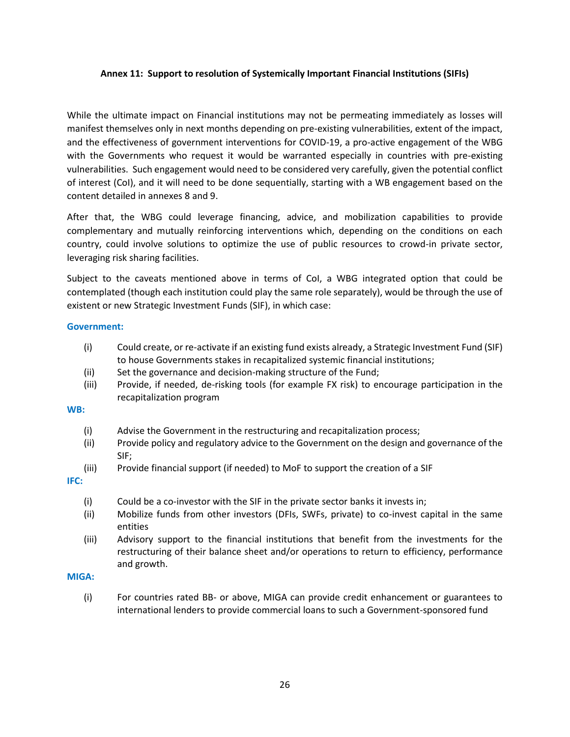**Annex 11: Support to resolution of Systemically Important Financial Institutions (SIFIs)**

While the ultimate impact on Financial institutions may not be permeating immediately as losses will manifest themselves only in next months depending on pre-existing vulnerabilities, extent of the impact, and the effectiveness of government interventions for COVID-19, a pro-active engagement of the WBG with the Governments who request it would be warranted especially in countries with pre-existing vulnerabilities. Such engagement would need to be considered very carefully, given the potential conflict of interest (CoI), and it will need to be done sequentially, starting with a WB engagement based on the content detailed in annexes 8 and 9.

After that, the WBG could leverage financing, advice, and mobilization capabilities to provide complementary and mutually reinforcing interventions which, depending on the conditions on each country, could involve solutions to optimize the use of public resources to crowd-in private sector, leveraging risk sharing facilities.

Subject to the caveats mentioned above in terms of CoI, a WBG integrated option that could be contemplated (though each institution could play the same role separately), would be through the use of existent or new Strategic Investment Funds (SIF), in which case:

**Government:**

- (i) Could create, or re-activate if an existing fund exists already, a Strategic Investment Fund (SIF) to house Governments stakes in recapitalized systemic financial institutions;
- (ii) Set the governance and decision-making structure of the Fund;
- (iii) Provide, if needed, de-risking tools (for example FX risk) to encourage participation in the recapitalization program

**WB:**

- (i) Advise the Government in the restructuring and recapitalization process;
- (ii) Provide policy and regulatory advice to the Government on the design and governance of the SIF;
- (iii) Provide financial support (if needed) to MoF to support the creation of a SIF

**IFC:**

- (i) Could be a co-investor with the SIF in the private sector banks it invests in;
- (ii) Mobilize funds from other investors (DFIs, SWFs, private) to co-invest capital in the same entities
- (iii) Advisory support to the financial institutions that benefit from the investments for the restructuring of their balance sheet and/or operations to return to efficiency, performance and growth.

**MIGA:**

- (i) For countries rated BB- or above, MIGA can provide credit enhancement or guarantees to international lenders to provide commercial loans to such a Government-sponsored fund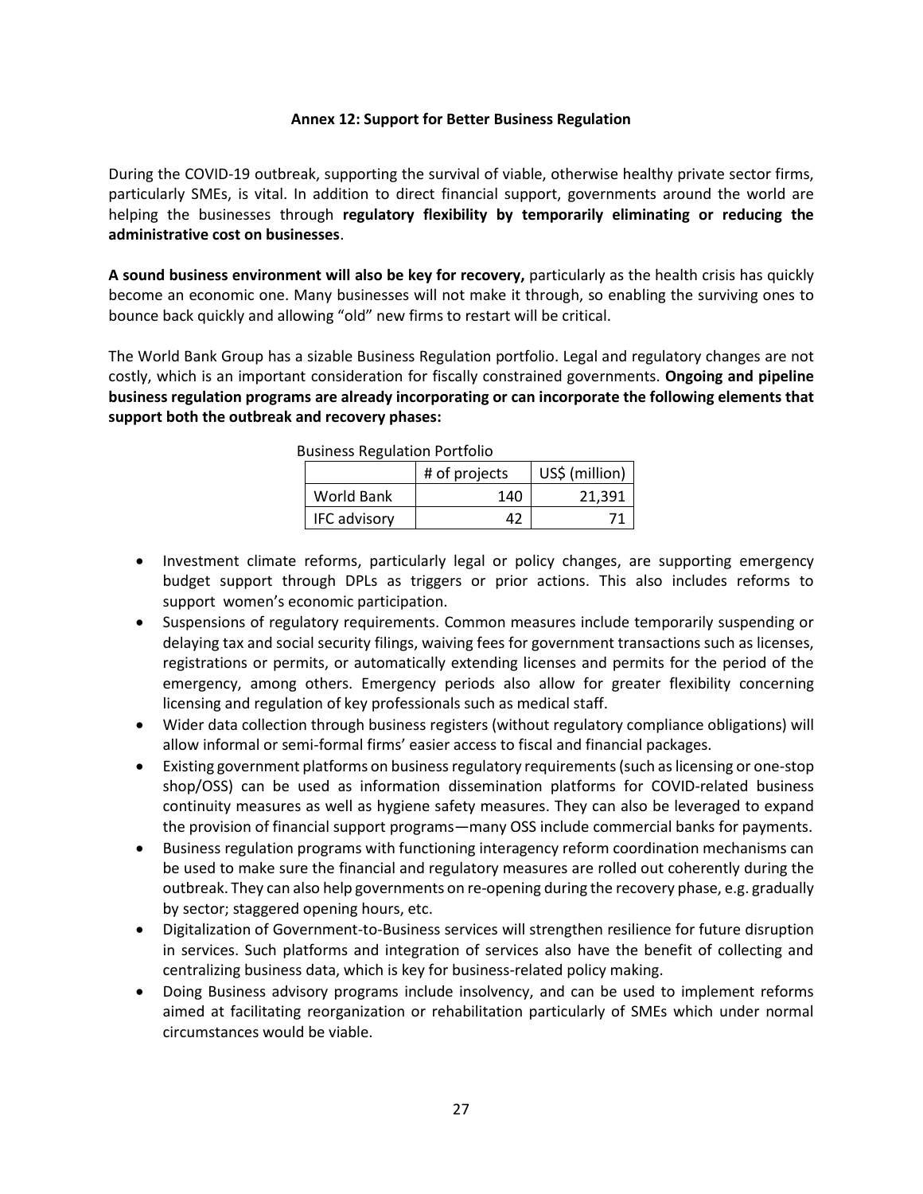## Annex 12: Support for Better Business Regulation

During the COVID-19 outbreak, supporting the survival of viable, otherwise healthy private sector firms, particularly SMEs, is vital. In addition to direct financial support, governments around the world are helping the businesses through **regulatory flexibility by temporarily eliminating or reducing the administrative cost on businesses**.

**A sound business environment will also be key for recovery,** particularly as the health crisis has quickly become an economic one. Many businesses will not make it through, so enabling the surviving ones to bounce back quickly and allowing "old" new firms to restart will be critical.

The World Bank Group has a sizable Business Regulation portfolio. Legal and regulatory changes are not costly, which is an important consideration for fiscally constrained governments. **Ongoing and pipeline business regulation programs are already incorporating or can incorporate the following elements that support both the outbreak and recovery phases:**

Business Regulation Portfolio

| | # of projects | US$ (million) |
|---|---|---|
| World Bank | 140 | 21,391 |
| IFC advisory | 42 | 71 |

- Investment climate reforms, particularly legal or policy changes, are supporting emergency budget support through DPLs as triggers or prior actions. This also includes reforms to support women's economic participation.
- Suspensions of regulatory requirements. Common measures include temporarily suspending or delaying tax and social security filings, waiving fees for government transactions such as licenses, registrations or permits, or automatically extending licenses and permits for the period of the emergency, among others. Emergency periods also allow for greater flexibility concerning licensing and regulation of key professionals such as medical staff.
- Wider data collection through business registers (without regulatory compliance obligations) will allow informal or semi-formal firms' easier access to fiscal and financial packages.
- Existing government platforms on business regulatory requirements (such as licensing or one-stop shop/OSS) can be used as information dissemination platforms for COVID-related business continuity measures as well as hygiene safety measures. They can also be leveraged to expand the provision of financial support programs—many OSS include commercial banks for payments.
- Business regulation programs with functioning interagency reform coordination mechanisms can be used to make sure the financial and regulatory measures are rolled out coherently during the outbreak. They can also help governments on re-opening during the recovery phase, e.g. gradually by sector; staggered opening hours, etc.
- Digitalization of Government-to-Business services will strengthen resilience for future disruption in services. Such platforms and integration of services also have the benefit of collecting and centralizing business data, which is key for business-related policy making.
- Doing Business advisory programs include insolvency, and can be used to implement reforms aimed at facilitating reorganization or rehabilitation particularly of SMEs which under normal circumstances would be viable.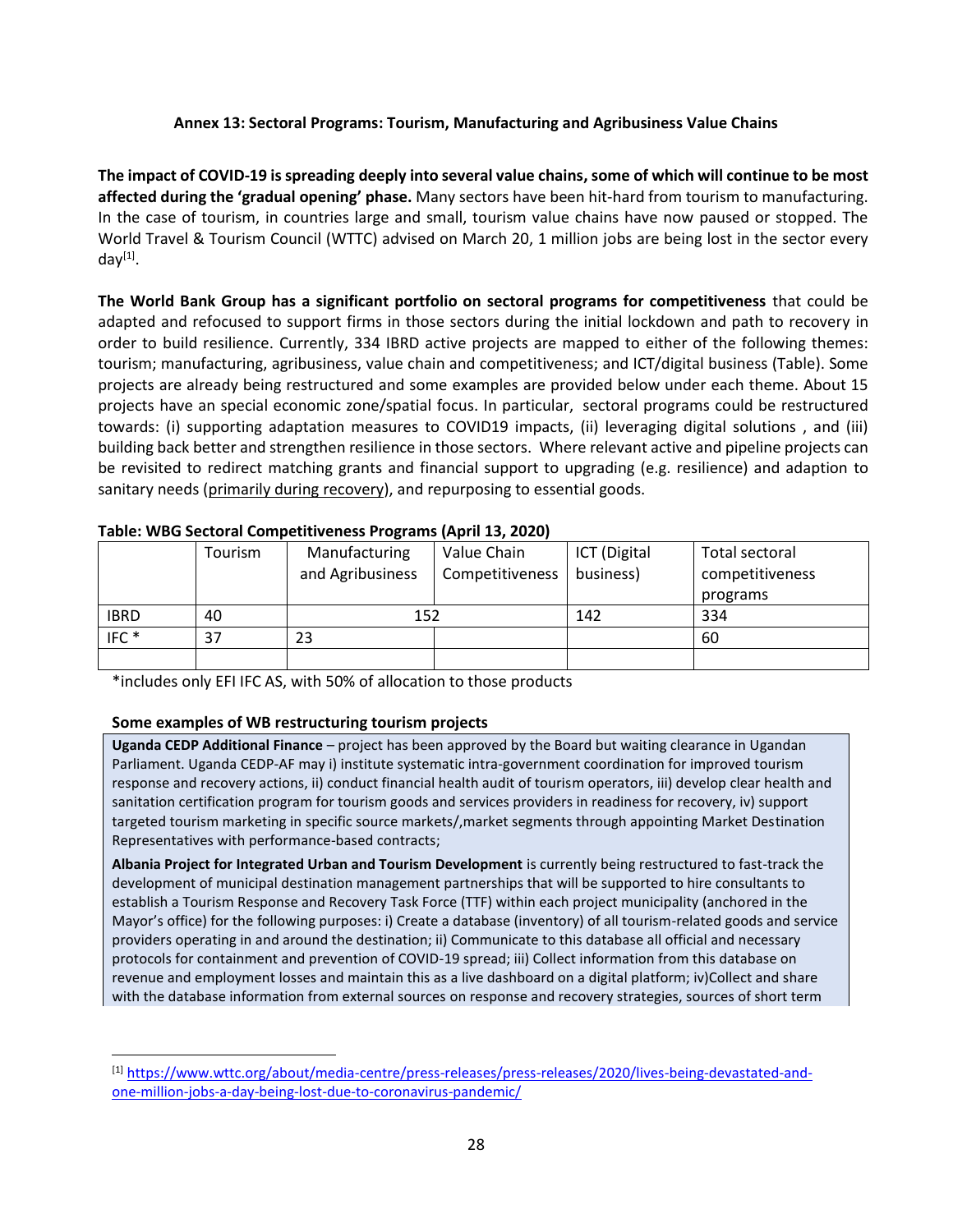### Annex 13: Sectoral Programs: Tourism, Manufacturing and Agribusiness Value Chains

**The impact of COVID-19 is spreading deeply into several value chains, some of which will continue to be most affected during the 'gradual opening' phase.** Many sectors have been hit-hard from tourism to manufacturing. In the case of tourism, in countries large and small, tourism value chains have now paused or stopped. The World Travel & Tourism Council (WTTC) advised on March 20, 1 million jobs are being lost in the sector every day[1].

**The World Bank Group has a significant portfolio on sectoral programs for competitiveness** that could be adapted and refocused to support firms in those sectors during the initial lockdown and path to recovery in order to build resilience. Currently, 334 IBRD active projects are mapped to either of the following themes: tourism; manufacturing, agribusiness, value chain and competitiveness; and ICT/digital business (Table). Some projects are already being restructured and some examples are provided below under each theme. About 15 projects have an special economic zone/spatial focus. In particular, sectoral programs could be restructured towards: (i) supporting adaptation measures to COVID19 impacts, (ii) leveraging digital solutions , and (iii) building back better and strengthen resilience in those sectors. Where relevant active and pipeline projects can be revisited to redirect matching grants and financial support to upgrading (e.g. resilience) and adaption to sanitary needs (primarily during recovery), and repurposing to essential goods.

**Table: WBG Sectoral Competitiveness Programs (April 13, 2020)**

| | Tourism | Manufacturing and Agribusiness | Value Chain Competitiveness | ICT (Digital business) | Total sectoral competitiveness programs |
|---|---|---|---|---|---|
| IBRD | 40 | 152 | | 142 | 334 |
| IFC * | 37 | 23 | | | 60 |
| | | | | | |

*includes only EFI IFC AS, with 50% of allocation to those products

**Some examples of WB restructuring tourism projects**

**Uganda CEDP Additional Finance** – project has been approved by the Board but waiting clearance in Ugandan Parliament. Uganda CEDP-AF may i) institute systematic intra-government coordination for improved tourism response and recovery actions, ii) conduct financial health audit of tourism operators, iii) develop clear health and sanitation certification program for tourism goods and services providers in readiness for recovery, iv) support targeted tourism marketing in specific source markets/,market segments through appointing Market Destination Representatives with performance-based contracts;

**Albania Project for Integrated Urban and Tourism Development** is currently being restructured to fast-track the development of municipal destination management partnerships that will be supported to hire consultants to establish a Tourism Response and Recovery Task Force (TTF) within each project municipality (anchored in the Mayor's office) for the following purposes: i) Create a database (inventory) of all tourism-related goods and service providers operating in and around the destination; ii) Communicate to this database all official and necessary protocols for containment and prevention of COVID-19 spread; iii) Collect information from this database on revenue and employment losses and maintain this as a live dashboard on a digital platform; iv)Collect and share with the database information from external sources on response and recovery strategies, sources of short term

[1] https://www.wttc.org/about/media-centre/press-releases/press-releases/2020/lives-being-devastated-and-one-million-jobs-a-day-being-lost-due-to-coronavirus-pandemic/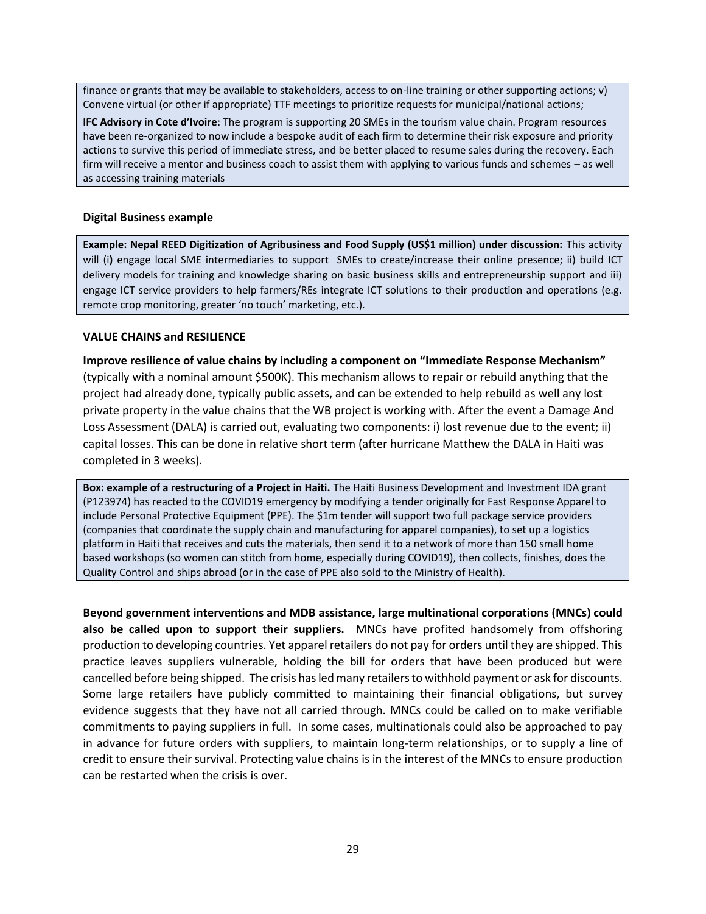finance or grants that may be available to stakeholders, access to on-line training or other supporting actions; v) Convene virtual (or other if appropriate) TTF meetings to prioritize requests for municipal/national actions;

**IFC Advisory in Cote d'Ivoire**: The program is supporting 20 SMEs in the tourism value chain. Program resources have been re-organized to now include a bespoke audit of each firm to determine their risk exposure and priority actions to survive this period of immediate stress, and be better placed to resume sales during the recovery. Each firm will receive a mentor and business coach to assist them with applying to various funds and schemes – as well as accessing training materials

**Digital Business example**

**Example: Nepal REED Digitization of Agribusiness and Food Supply (US$1 million) under discussion:** This activity will (i**)** engage local SME intermediaries to support SMEs to create/increase their online presence; ii) build ICT delivery models for training and knowledge sharing on basic business skills and entrepreneurship support and iii) engage ICT service providers to help farmers/REs integrate ICT solutions to their production and operations (e.g. remote crop monitoring, greater 'no touch' marketing, etc.).

**VALUE CHAINS and RESILIENCE**

**Improve resilience of value chains by including a component on "Immediate Response Mechanism"** (typically with a nominal amount $500K). This mechanism allows to repair or rebuild anything that the project had already done, typically public assets, and can be extended to help rebuild as well any lost private property in the value chains that the WB project is working with. After the event a Damage And Loss Assessment (DALA) is carried out, evaluating two components: i) lost revenue due to the event; ii) capital losses. This can be done in relative short term (after hurricane Matthew the DALA in Haiti was completed in 3 weeks).

**Box: example of a restructuring of a Project in Haiti.** The Haiti Business Development and Investment IDA grant (P123974) has reacted to the COVID19 emergency by modifying a tender originally for Fast Response Apparel to include Personal Protective Equipment (PPE). The $1m tender will support two full package service providers (companies that coordinate the supply chain and manufacturing for apparel companies), to set up a logistics platform in Haiti that receives and cuts the materials, then send it to a network of more than 150 small home based workshops (so women can stitch from home, especially during COVID19), then collects, finishes, does the Quality Control and ships abroad (or in the case of PPE also sold to the Ministry of Health).

**Beyond government interventions and MDB assistance, large multinational corporations (MNCs) could also be called upon to support their suppliers.** MNCs have profited handsomely from offshoring production to developing countries. Yet apparel retailers do not pay for orders until they are shipped. This practice leaves suppliers vulnerable, holding the bill for orders that have been produced but were cancelled before being shipped. The crisis has led many retailers to withhold payment or ask for discounts. Some large retailers have publicly committed to maintaining their financial obligations, but survey evidence suggests that they have not all carried through. MNCs could be called on to make verifiable commitments to paying suppliers in full. In some cases, multinationals could also be approached to pay in advance for future orders with suppliers, to maintain long-term relationships, or to supply a line of credit to ensure their survival. Protecting value chains is in the interest of the MNCs to ensure production can be restarted when the crisis is over.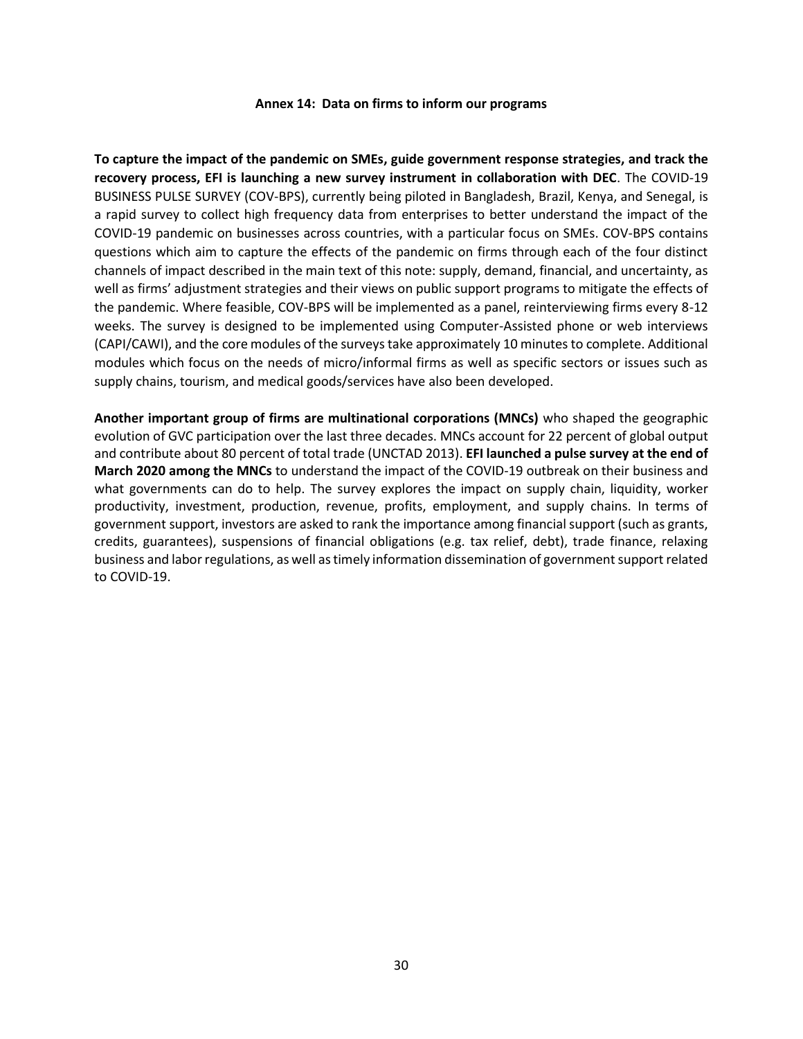## Annex 14: Data on firms to inform our programs

**To capture the impact of the pandemic on SMEs, guide government response strategies, and track the recovery process, EFI is launching a new survey instrument in collaboration with DEC**. The COVID-19 BUSINESS PULSE SURVEY (COV-BPS), currently being piloted in Bangladesh, Brazil, Kenya, and Senegal, is a rapid survey to collect high frequency data from enterprises to better understand the impact of the COVID-19 pandemic on businesses across countries, with a particular focus on SMEs. COV-BPS contains questions which aim to capture the effects of the pandemic on firms through each of the four distinct channels of impact described in the main text of this note: supply, demand, financial, and uncertainty, as well as firms' adjustment strategies and their views on public support programs to mitigate the effects of the pandemic. Where feasible, COV-BPS will be implemented as a panel, reinterviewing firms every 8-12 weeks. The survey is designed to be implemented using Computer-Assisted phone or web interviews (CAPI/CAWI), and the core modules of the surveys take approximately 10 minutes to complete. Additional modules which focus on the needs of micro/informal firms as well as specific sectors or issues such as supply chains, tourism, and medical goods/services have also been developed.

**Another important group of firms are multinational corporations (MNCs)** who shaped the geographic evolution of GVC participation over the last three decades. MNCs account for 22 percent of global output and contribute about 80 percent of total trade (UNCTAD 2013). **EFI launched a pulse survey at the end of March 2020 among the MNCs** to understand the impact of the COVID-19 outbreak on their business and what governments can do to help. The survey explores the impact on supply chain, liquidity, worker productivity, investment, production, revenue, profits, employment, and supply chains. In terms of government support, investors are asked to rank the importance among financial support (such as grants, credits, guarantees), suspensions of financial obligations (e.g. tax relief, debt), trade finance, relaxing business and labor regulations, as well as timely information dissemination of government support related to COVID-19.